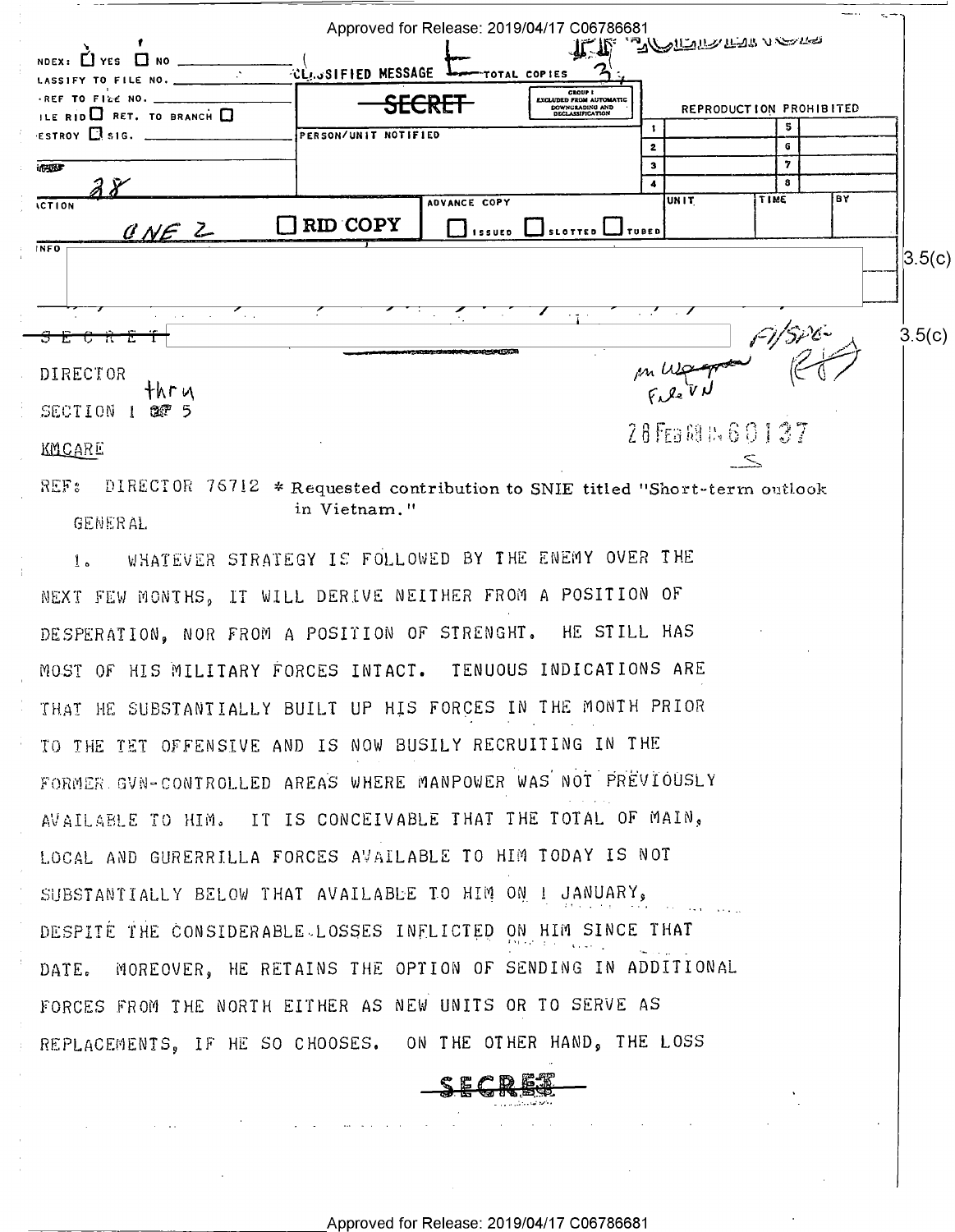INDEX: ☐ YES ☐ NO
CLASSIFY TO FILE NO.
X-REF TO FILE NO.
FILE RID ☐ RET. TO BRANCH ☐
DESTROY ☐ SIG.

CLASSIFIED MESSAGE — TOTAL COPIES 3

SECRET

GROUP 1 EXCLUDED FROM AUTOMATIC DOWNGRADING AND DECLASSIFICATION

REPRODUCTION PROHIBITED

PERSON/UNIT NOTIFIED

28

ACTION: ONE 2

☐ RID COPY

ADVANCE COPY ☐ ISSUED ☐ SLOTTED ☐ TUBED

UNIT | TIME | BY

INFO

3.5(c)

SECRET

3.5(c)

DIRECTOR

SECTION 1 thru 5

KMCARE

28 FEB 68 IN 60137

REF: DIRECTOR 76712 * Requested contribution to SNIE titled "Short-term outlook in Vietnam."

GENERAL

1. WHATEVER STRATEGY IS FOLLOWED BY THE ENEMY OVER THE NEXT FEW MONTHS, IT WILL DERIVE NEITHER FROM A POSITION OF DESPERATION, NOR FROM A POSITION OF STRENGHT. HE STILL HAS MOST OF HIS MILITARY FORCES INTACT. TENUOUS INDICATIONS ARE THAT HE SUBSTANTIALLY BUILT UP HIS FORCES IN THE MONTH PRIOR TO THE TET OFFENSIVE AND IS NOW BUSILY RECRUITING IN THE FORMER GVN-CONTROLLED AREAS WHERE MANPOWER WAS NOT PREVIOUSLY AVAILABLE TO HIM. IT IS CONCEIVABLE THAT THE TOTAL OF MAIN, LOCAL AND GURERRILLA FORCES AVAILABLE TO HIM TODAY IS NOT SUBSTANTIALLY BELOW THAT AVAILABLE TO HIM ON 1 JANUARY, DESPITE THE CONSIDERABLE LOSSES INFLICTED ON HIM SINCE THAT DATE. MOREOVER, HE RETAINS THE OPTION OF SENDING IN ADDITIONAL FORCES FROM THE NORTH EITHER AS NEW UNITS OR TO SERVE AS REPLACEMENTS, IF HE SO CHOOSES. ON THE OTHER HAND, THE LOSS

SECRET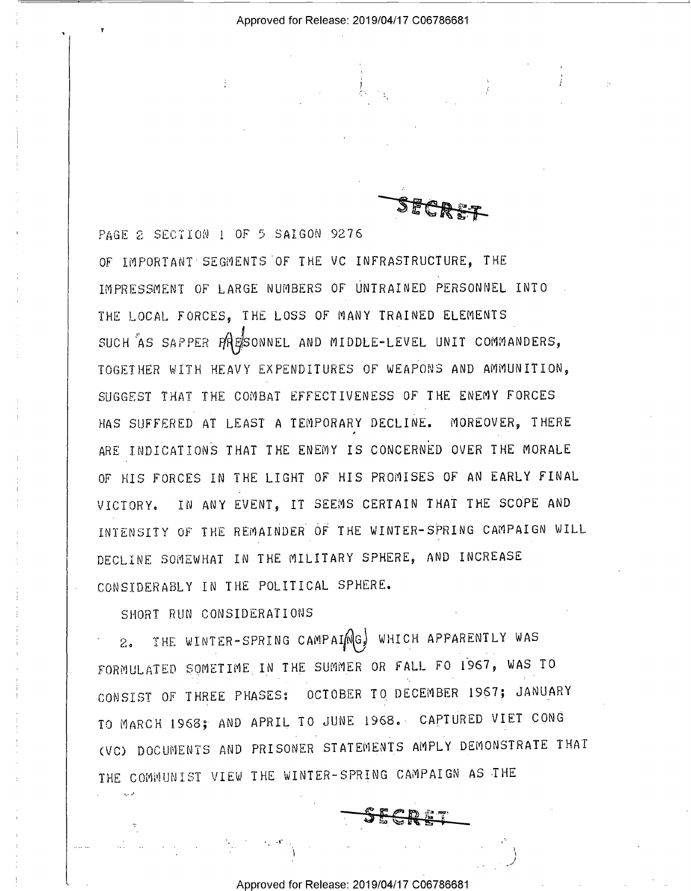SECRET

PAGE 2 SECTION 1 OF 5 SAIGON 9276

OF IMPORTANT SEGMENTS OF THE VC INFRASTRUCTURE, THE IMPRESSMENT OF LARGE NUMBERS OF UNTRAINED PERSONNEL INTO THE LOCAL FORCES, THE LOSS OF MANY TRAINED ELEMENTS SUCH AS SAPPER PERSONNEL AND MIDDLE-LEVEL UNIT COMMANDERS, TOGETHER WITH HEAVY EXPENDITURES OF WEAPONS AND AMMUNITION, SUGGEST THAT THE COMBAT EFFECTIVENESS OF THE ENEMY FORCES HAS SUFFERED AT LEAST A TEMPORARY DECLINE. MOREOVER, THERE ARE INDICATIONS THAT THE ENEMY IS CONCERNED OVER THE MORALE OF HIS FORCES IN THE LIGHT OF HIS PROMISES OF AN EARLY FINAL VICTORY. IN ANY EVENT, IT SEEMS CERTAIN THAT THE SCOPE AND INTENSITY OF THE REMAINDER OF THE WINTER-SPRING CAMPAIGN WILL DECLINE SOMEWHAT IN THE MILITARY SPHERE, AND INCREASE CONSIDERABLY IN THE POLITICAL SPHERE.

SHORT RUN CONSIDERATIONS

2. THE WINTER-SPRING CAMPAIGN, WHICH APPARENTLY WAS FORMULATED SOMETIME IN THE SUMMER OR FALL FO 1967, WAS TO CONSIST OF THREE PHASES: OCTOBER TO DECEMBER 1967; JANUARY TO MARCH 1968; AND APRIL TO JUNE 1968. CAPTURED VIET CONG (VC) DOCUMENTS AND PRISONER STATEMENTS AMPLY DEMONSTRATE THAT THE COMMUNIST VIEW THE WINTER-SPRING CAMPAIGN AS THE

SECRET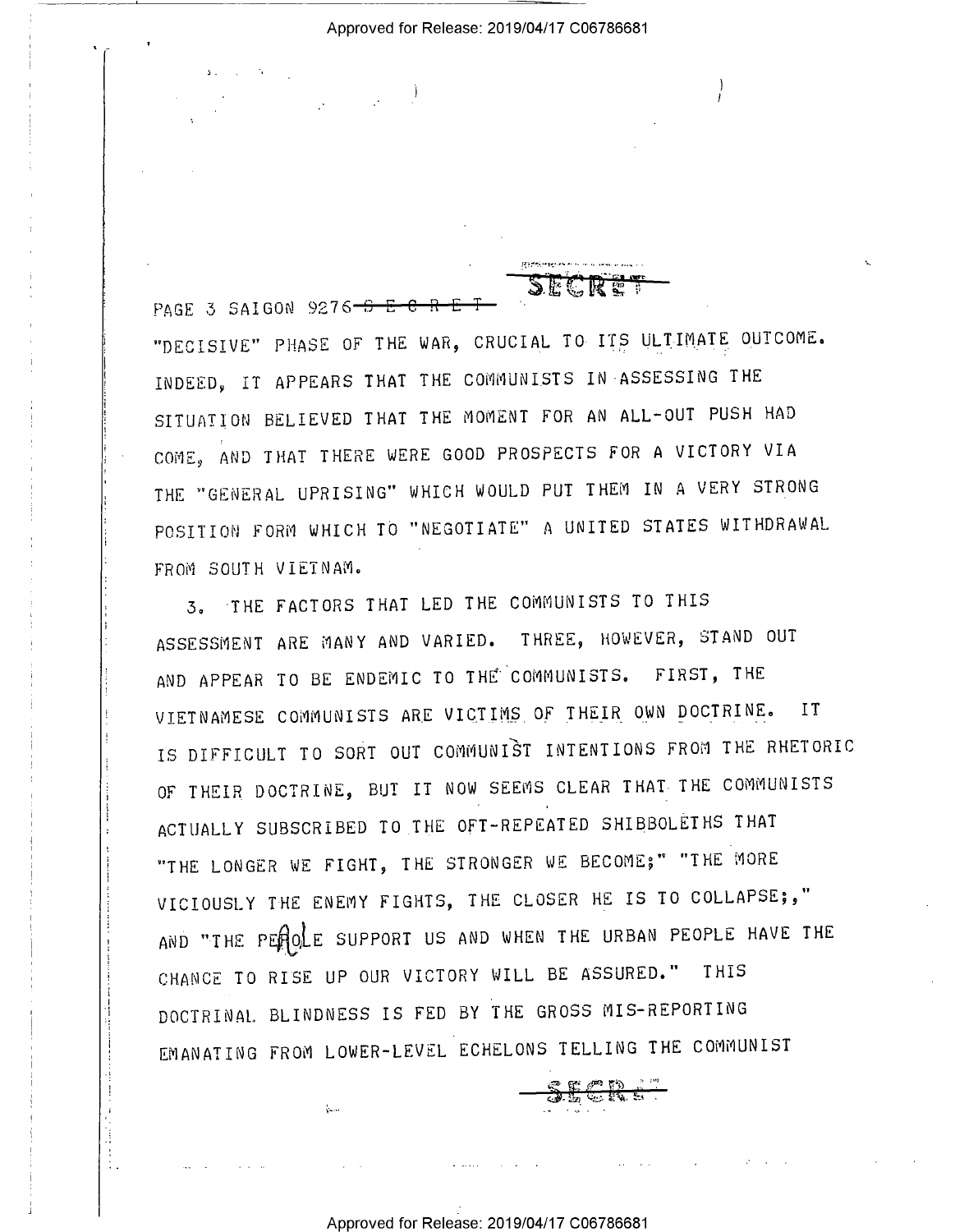PAGE 3 SAIGON 9276 ~~S E C R E T~~

"DECISIVE" PHASE OF THE WAR, CRUCIAL TO ITS ULTIMATE OUTCOME. INDEED, IT APPEARS THAT THE COMMUNISTS IN ASSESSING THE SITUATION BELIEVED THAT THE MOMENT FOR AN ALL-OUT PUSH HAD COME, AND THAT THERE WERE GOOD PROSPECTS FOR A VICTORY VIA THE "GENERAL UPRISING" WHICH WOULD PUT THEM IN A VERY STRONG POSITION FORM WHICH TO "NEGOTIATE" A UNITED STATES WITHDRAWAL FROM SOUTH VIETNAM.

3. THE FACTORS THAT LED THE COMMUNISTS TO THIS ASSESSMENT ARE MANY AND VARIED. THREE, HOWEVER, STAND OUT AND APPEAR TO BE ENDEMIC TO THE COMMUNISTS. FIRST, THE VIETNAMESE COMMUNISTS ARE VICTIMS OF THEIR OWN DOCTRINE. IT IS DIFFICULT TO SORT OUT COMMUNIST INTENTIONS FROM THE RHETORIC OF THEIR DOCTRINE, BUT IT NOW SEEMS CLEAR THAT THE COMMUNISTS ACTUALLY SUBSCRIBED TO THE OFT-REPEATED SHIBBOLETHS THAT "THE LONGER WE FIGHT, THE STRONGER WE BECOME;" "THE MORE VICIOUSLY THE ENEMY FIGHTS, THE CLOSER HE IS TO COLLAPSE;," AND "THE PEOPLE SUPPORT US AND WHEN THE URBAN PEOPLE HAVE THE CHANCE TO RISE UP OUR VICTORY WILL BE ASSURED." THIS DOCTRINAL BLINDNESS IS FED BY THE GROSS MIS-REPORTING EMANATING FROM LOWER-LEVEL ECHELONS TELLING THE COMMUNIST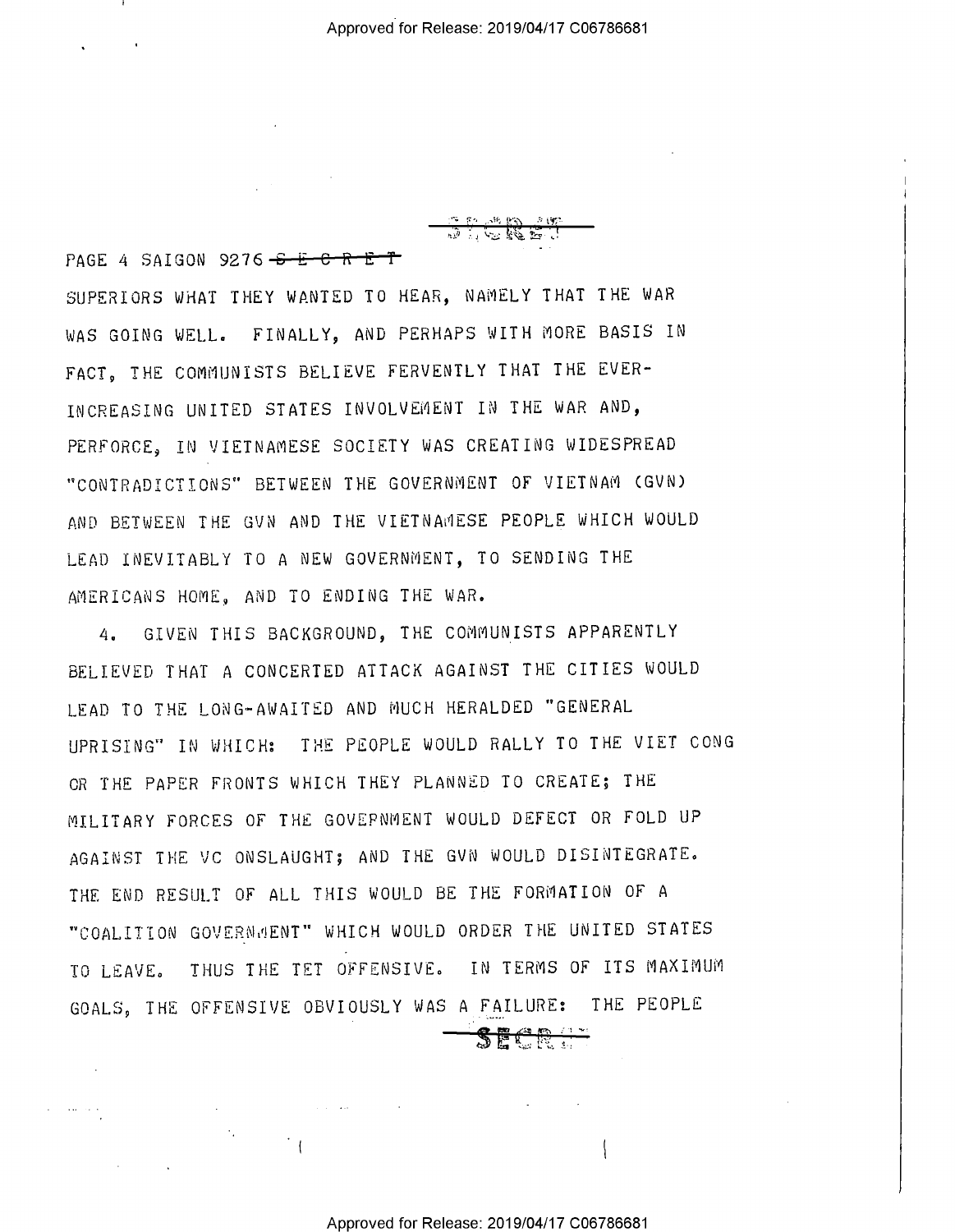PAGE 4 SAIGON 9276 ~~S E C R E T~~

SUPERIORS WHAT THEY WANTED TO HEAR, NAMELY THAT THE WAR WAS GOING WELL. FINALLY, AND PERHAPS WITH MORE BASIS IN FACT, THE COMMUNISTS BELIEVE FERVENTLY THAT THE EVER-INCREASING UNITED STATES INVOLVEMENT IN THE WAR AND, PERFORCE, IN VIETNAMESE SOCIETY WAS CREATING WIDESPREAD "CONTRADICTIONS" BETWEEN THE GOVERNMENT OF VIETNAM (GVN) AND BETWEEN THE GVN AND THE VIETNAMESE PEOPLE WHICH WOULD LEAD INEVITABLY TO A NEW GOVERNMENT, TO SENDING THE AMERICANS HOME, AND TO ENDING THE WAR.

4. GIVEN THIS BACKGROUND, THE COMMUNISTS APPARENTLY BELIEVED THAT A CONCERTED ATTACK AGAINST THE CITIES WOULD LEAD TO THE LONG-AWAITED AND MUCH HERALDED "GENERAL UPRISING" IN WHICH: THE PEOPLE WOULD RALLY TO THE VIET CONG OR THE PAPER FRONTS WHICH THEY PLANNED TO CREATE; THE MILITARY FORCES OF THE GOVERNMENT WOULD DEFECT OR FOLD UP AGAINST THE VC ONSLAUGHT; AND THE GVN WOULD DISINTEGRATE. THE END RESULT OF ALL THIS WOULD BE THE FORMATION OF A "COALITION GOVERNMENT" WHICH WOULD ORDER THE UNITED STATES TO LEAVE. THUS THE TET OFFENSIVE. IN TERMS OF ITS MAXIMUM GOALS, THE OFFENSIVE OBVIOUSLY WAS A FAILURE: THE PEOPLE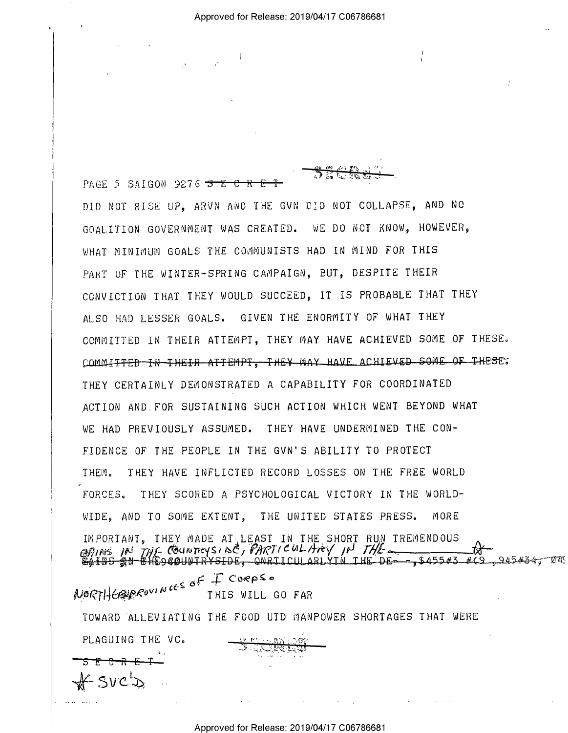PAGE 5 SAIGON 9276 ~~S E C R E T~~

DID NOT RISE UP, ARVN AND THE GVN DID NOT COLLAPSE, AND NO GOALITION GOVERNMENT WAS CREATED. WE DO NOT KNOW, HOWEVER, WHAT MINIMUM GOALS THE COMMUNISTS HAD IN MIND FOR THIS PART OF THE WINTER-SPRING CAMPAIGN, BUT, DESPITE THEIR CONVICTION THAT THEY WOULD SUCCEED, IT IS PROBABLE THAT THEY ALSO HAD LESSER GOALS. GIVEN THE ENORMITY OF WHAT THEY COMMITTED IN THEIR ATTEMPT, THEY MAY HAVE ACHIEVED SOME OF THESE. ~~COMMITTED IN THEIR ATTEMPT, THEY MAY HAVE ACHIEVED SOME OF THESE.~~ THEY CERTAINLY DEMONSTRATED A CAPABILITY FOR COORDINATED ACTION AND FOR SUSTAINING SUCH ACTION WHICH WENT BEYOND WHAT WE HAD PREVIOUSLY ASSUMED. THEY HAVE UNDERMINED THE CONFIDENCE OF THE PEOPLE IN THE GVN'S ABILITY TO PROTECT THEM. THEY HAVE INFLICTED RECORD LOSSES ON THE FREE WORLD FORCES. THEY SCORED A PSYCHOLOGICAL VICTORY IN THE WORLDWIDE, AND TO SOME EXTENT, THE UNITED STATES PRESS. MORE IMPORTANT, THEY MADE AT LEAST IN THE SHORT RUN TREMENDOUS GAINS IN THE COUNTRYSIDE, PARTICULARLY IN THE ~~GAINS ON THE COUNTRYSIDE, QNRTICULARLYIN THE DE- -,$455#3 #(9 ,945#34,~~ NORTHERN PROVINCES OF I CORPS. THIS WILL GO FAR TOWARD ALLEVIATING THE FOOD UTD MANPOWER SHORTAGES THAT WERE PLAGUING THE VC.

~~S E C R E T~~

* SVC'D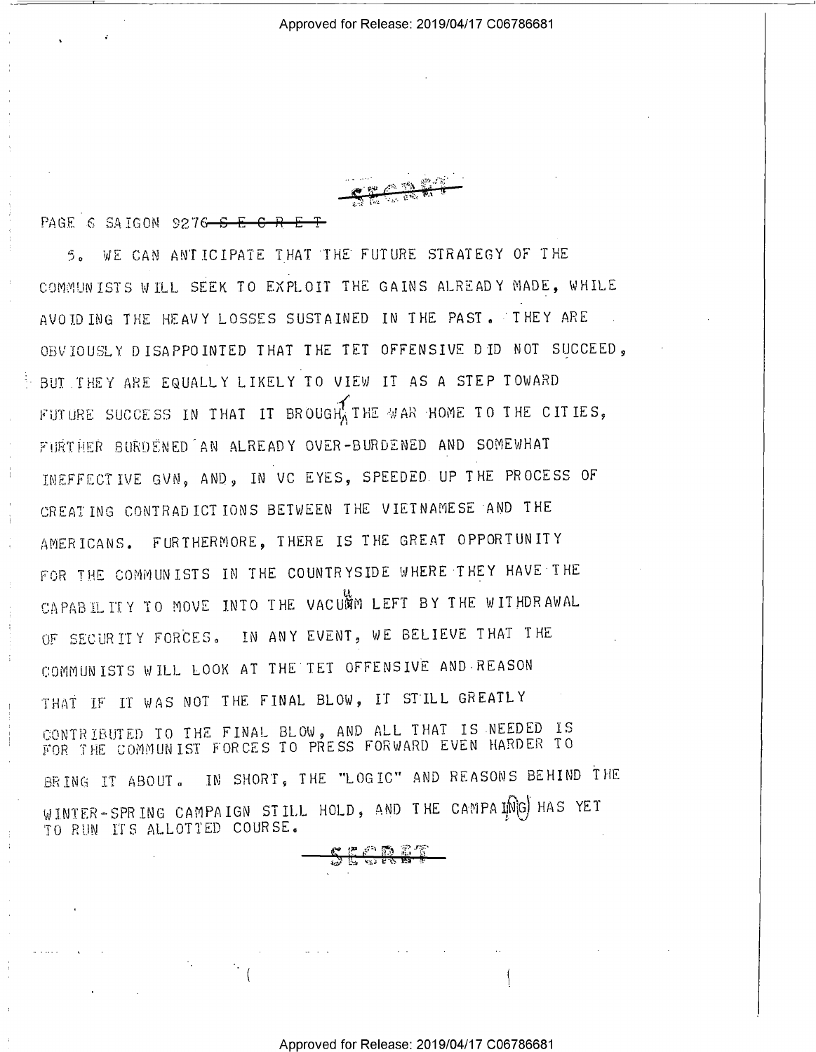SECRET

PAGE 6 SAIGON 9276 ~~S E C R E T~~

5. WE CAN ANTICIPATE THAT THE FUTURE STRATEGY OF THE COMMUNISTS WILL SEEK TO EXPLOIT THE GAINS ALREADY MADE, WHILE AVOIDING THE HEAVY LOSSES SUSTAINED IN THE PAST. THEY ARE OBVIOUSLY DISAPPOINTED THAT THE TET OFFENSIVE DID NOT SUCCEED, BUT THEY ARE EQUALLY LIKELY TO VIEW IT AS A STEP TOWARD FUTURE SUCCESS IN THAT IT BROUGHT THE WAR HOME TO THE CITIES, FURTHER BURDENED AN ALREADY OVER-BURDENED AND SOMEWHAT INEFFECTIVE GVN, AND, IN VC EYES, SPEEDED UP THE PROCESS OF CREATING CONTRADICTIONS BETWEEN THE VIETNAMESE AND THE AMERICANS. FURTHERMORE, THERE IS THE GREAT OPPORTUNITY FOR THE COMMUNISTS IN THE COUNTRYSIDE WHERE THEY HAVE THE CAPABILITY TO MOVE INTO THE VACUUM LEFT BY THE WITHDRAWAL OF SECURITY FORCES. IN ANY EVENT, WE BELIEVE THAT THE COMMUNISTS WILL LOOK AT THE TET OFFENSIVE AND REASON THAT IF IT WAS NOT THE FINAL BLOW, IT STILL GREATLY CONTRIBUTED TO THE FINAL BLOW, AND ALL THAT IS NEEDED IS FOR THE COMMUNIST FORCES TO PRESS FORWARD EVEN HARDER TO BRING IT ABOUT. IN SHORT, THE "LOGIC" AND REASONS BEHIND THE WINTER-SPRING CAMPAIGN STILL HOLD, AND THE CAMPAIGN HAS YET TO RUN ITS ALLOTTED COURSE.

SECRET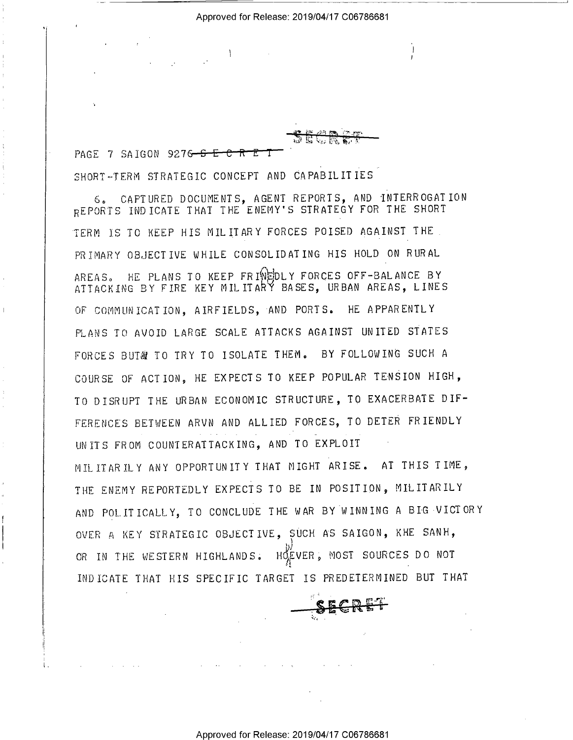SECRET

PAGE 7 SAIGON 9276 ~~S E C R E T~~

SHORT-TERM STRATEGIC CONCEPT AND CAPABILITIES

6. CAPTURED DOCUMENTS, AGENT REPORTS, AND INTERROGATION REPORTS INDICATE THAT THE ENEMY'S STRATEGY FOR THE SHORT TERM IS TO KEEP HIS MILITARY FORCES POISED AGAINST THE PRIMARY OBJECTIVE WHILE CONSOLIDATING HIS HOLD ON RURAL AREAS. HE PLANS TO KEEP FRIENDLY FORCES OFF-BALANCE BY ATTACKING BY FIRE KEY MILITARY BASES, URBAN AREAS, LINES OF COMMUNICATION, AIRFIELDS, AND PORTS. HE APPARENTLY PLANS TO AVOID LARGE SCALE ATTACKS AGAINST UNITED STATES FORCES BUT TO TRY TO ISOLATE THEM. BY FOLLOWING SUCH A COURSE OF ACTION, HE EXPECTS TO KEEP POPULAR TENSION HIGH, TO DISRUPT THE URBAN ECONOMIC STRUCTURE, TO EXACERBATE DIFFERENCES BETWEEN ARVN AND ALLIED FORCES, TO DETER FRIENDLY UNITS FROM COUNTERATTACKING, AND TO EXPLOIT MILITARILY ANY OPPORTUNITY THAT MIGHT ARISE. AT THIS TIME, THE ENEMY REPORTEDLY EXPECTS TO BE IN POSITION, MILITARILY AND POLITICALLY, TO CONCLUDE THE WAR BY WINNING A BIG VICTORY OVER A KEY STRATEGIC OBJECTIVE, SUCH AS SAIGON, KHE SANH, OR IN THE WESTERN HIGHLANDS. HOWEVER, MOST SOURCES DO NOT INDICATE THAT HIS SPECIFIC TARGET IS PREDETERMINED BUT THAT

SECRET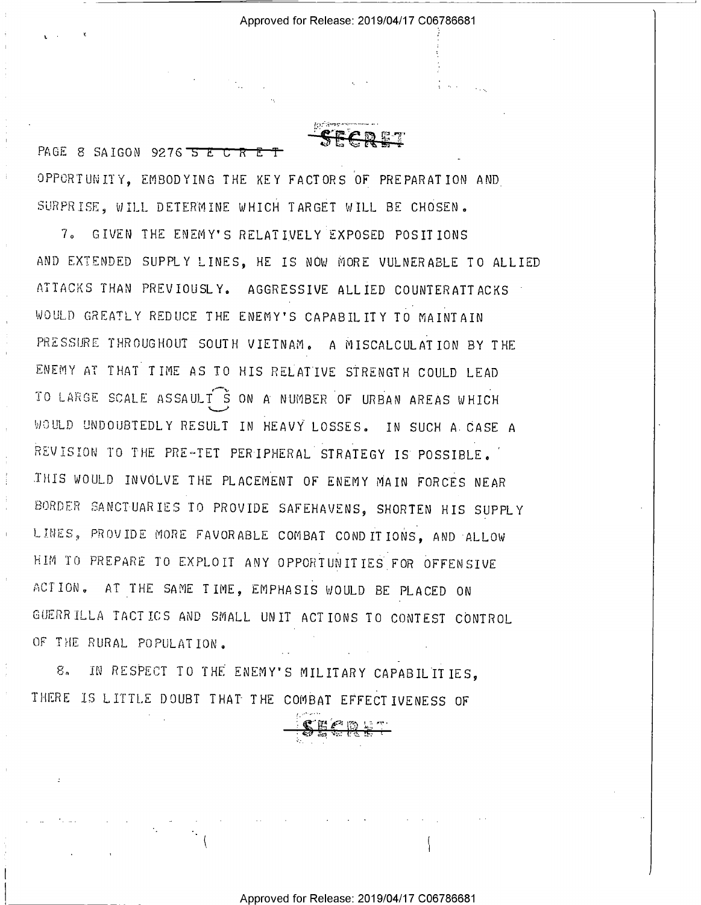PAGE 8 SAIGON 9276 ~~S E C R E T~~

OPPORTUNITY, EMBODYING THE KEY FACTORS OF PREPARATION AND SURPRISE, WILL DETERMINE WHICH TARGET WILL BE CHOSEN.

7. GIVEN THE ENEMY'S RELATIVELY EXPOSED POSITIONS AND EXTENDED SUPPLY LINES, HE IS NOW MORE VULNERABLE TO ALLIED ATTACKS THAN PREVIOUSLY. AGGRESSIVE ALLIED COUNTERATTACKS WOULD GREATLY REDUCE THE ENEMY'S CAPABILITY TO MAINTAIN PRESSURE THROUGHOUT SOUTH VIETNAM. A MISCALCULATION BY THE ENEMY AT THAT TIME AS TO HIS RELATIVE STRENGTH COULD LEAD TO LARGE SCALE ASSAULTS ON A NUMBER OF URBAN AREAS WHICH WOULD UNDOUBTEDLY RESULT IN HEAVY LOSSES. IN SUCH A CASE A REVISION TO THE PRE-TET PERIPHERAL STRATEGY IS POSSIBLE. THIS WOULD INVOLVE THE PLACEMENT OF ENEMY MAIN FORCES NEAR BORDER SANCTUARIES TO PROVIDE SAFEHAVENS, SHORTEN HIS SUPPLY LINES, PROVIDE MORE FAVORABLE COMBAT CONDITIONS, AND ALLOW HIM TO PREPARE TO EXPLOIT ANY OPPORTUNITIES FOR OFFENSIVE ACTION. AT THE SAME TIME, EMPHASIS WOULD BE PLACED ON GUERRILLA TACTICS AND SMALL UNIT ACTIONS TO CONTEST CONTROL OF THE RURAL POPULATION.

8. IN RESPECT TO THE ENEMY'S MILITARY CAPABILITIES, THERE IS LITTLE DOUBT THAT THE COMBAT EFFECTIVENESS OF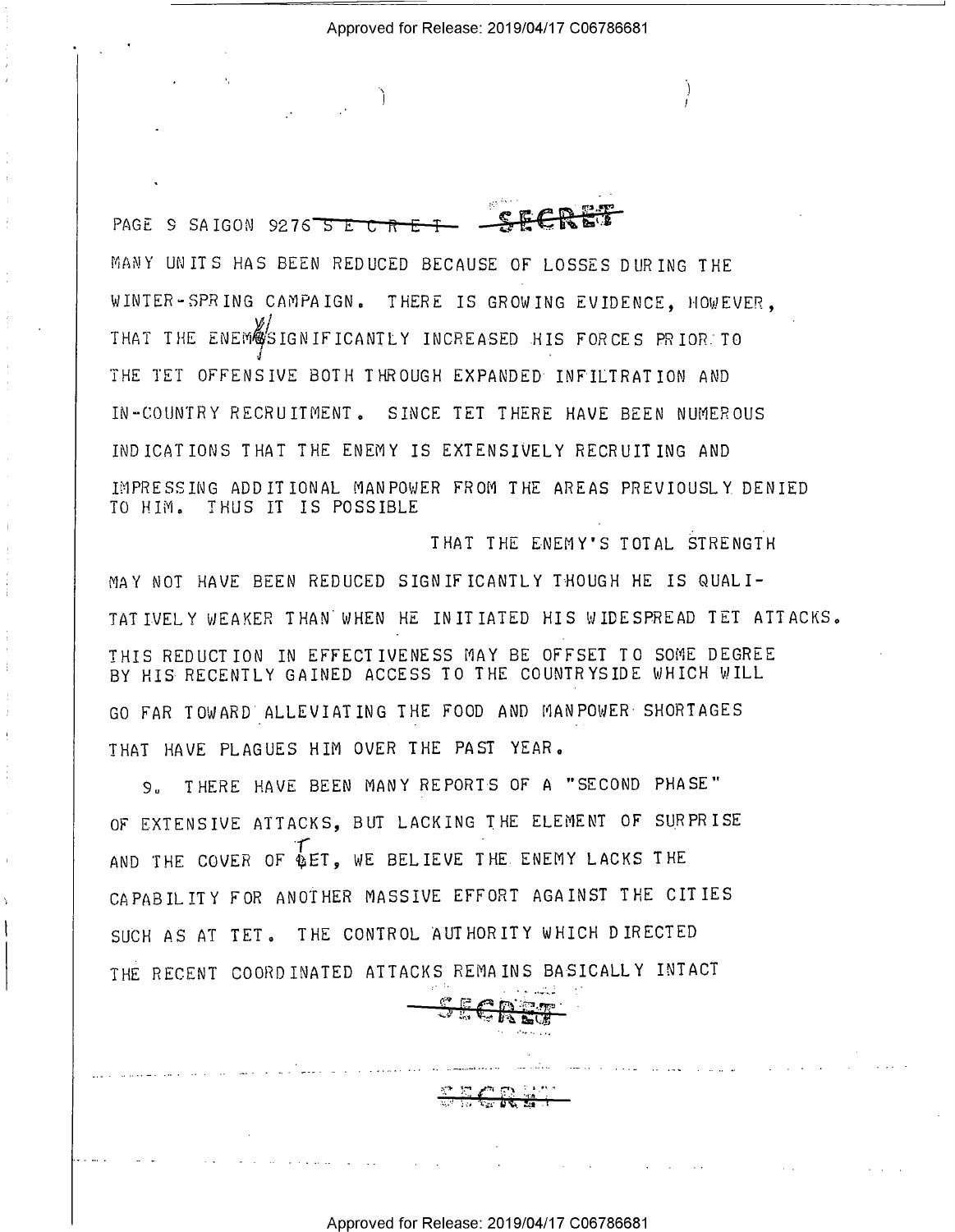PAGE 9 SAIGON 9276 SECRET

MANY UNITS HAS BEEN REDUCED BECAUSE OF LOSSES DURING THE WINTER-SPRING CAMPAIGN. THERE IS GROWING EVIDENCE, HOWEVER, THAT THE ENEMY SIGNIFICANTLY INCREASED HIS FORCES PRIOR TO THE TET OFFENSIVE BOTH THROUGH EXPANDED INFILTRATION AND IN-COUNTRY RECRUITMENT. SINCE TET THERE HAVE BEEN NUMEROUS INDICATIONS THAT THE ENEMY IS EXTENSIVELY RECRUITING AND IMPRESSING ADDITIONAL MANPOWER FROM THE AREAS PREVIOUSLY DENIED TO HIM. THUS IT IS POSSIBLE

THAT THE ENEMY'S TOTAL STRENGTH MAY NOT HAVE BEEN REDUCED SIGNIFICANTLY THOUGH HE IS QUALITATIVELY WEAKER THAN WHEN HE INITIATED HIS WIDESPREAD TET ATTACKS. THIS REDUCTION IN EFFECTIVENESS MAY BE OFFSET TO SOME DEGREE BY HIS RECENTLY GAINED ACCESS TO THE COUNTRYSIDE WHICH WILL GO FAR TOWARD ALLEVIATING THE FOOD AND MANPOWER SHORTAGES THAT HAVE PLAGUES HIM OVER THE PAST YEAR.

9. THERE HAVE BEEN MANY REPORTS OF A "SECOND PHASE" OF EXTENSIVE ATTACKS, BUT LACKING THE ELEMENT OF SURPRISE AND THE COVER OF TET, WE BELIEVE THE ENEMY LACKS THE CAPABILITY FOR ANOTHER MASSIVE EFFORT AGAINST THE CITIES SUCH AS AT TET. THE CONTROL AUTHORITY WHICH DIRECTED THE RECENT COORDINATED ATTACKS REMAINS BASICALLY INTACT

SECRET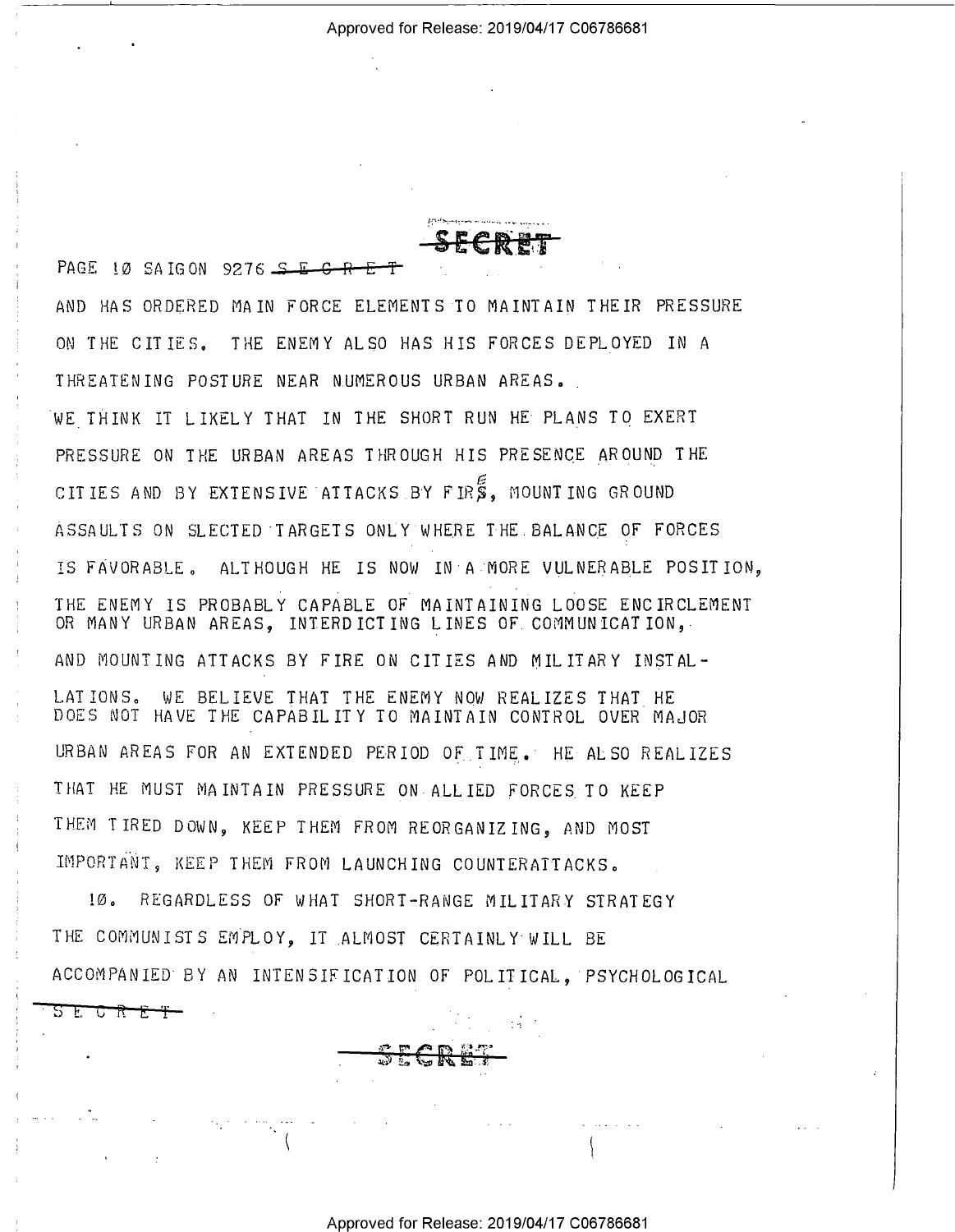PAGE 10 SAIGON 9276 ~~SECRET~~

AND HAS ORDERED MAIN FORCE ELEMENTS TO MAINTAIN THEIR PRESSURE ON THE CITIES. THE ENEMY ALSO HAS HIS FORCES DEPLOYED IN A THREATENING POSTURE NEAR NUMEROUS URBAN AREAS.

WE THINK IT LIKELY THAT IN THE SHORT RUN HE PLANS TO EXERT PRESSURE ON THE URBAN AREAS THROUGH HIS PRESENCE AROUND THE CITIES AND BY EXTENSIVE ATTACKS BY FIRE, MOUNTING GROUND ASSAULTS ON SLECTED TARGETS ONLY WHERE THE BALANCE OF FORCES IS FAVORABLE. ALTHOUGH HE IS NOW IN A MORE VULNERABLE POSITION, THE ENEMY IS PROBABLY CAPABLE OF MAINTAINING LOOSE ENCIRCLEMENT OR MANY URBAN AREAS, INTERDICTING LINES OF COMMUNICATION, AND MOUNTING ATTACKS BY FIRE ON CITIES AND MILITARY INSTALLATIONS. WE BELIEVE THAT THE ENEMY NOW REALIZES THAT HE DOES NOT HAVE THE CAPABILITY TO MAINTAIN CONTROL OVER MAJOR URBAN AREAS FOR AN EXTENDED PERIOD OF TIME. HE ALSO REALIZES THAT HE MUST MAINTAIN PRESSURE ON ALLIED FORCES TO KEEP THEM TIRED DOWN, KEEP THEM FROM REORGANIZING, AND MOST IMPORTANT, KEEP THEM FROM LAUNCHING COUNTERATTACKS.

10. REGARDLESS OF WHAT SHORT-RANGE MILITARY STRATEGY THE COMMUNISTS EMPLOY, IT ALMOST CERTAINLY WILL BE ACCOMPANIED BY AN INTENSIFICATION OF POLITICAL, PSYCHOLOGICAL

~~SECRET~~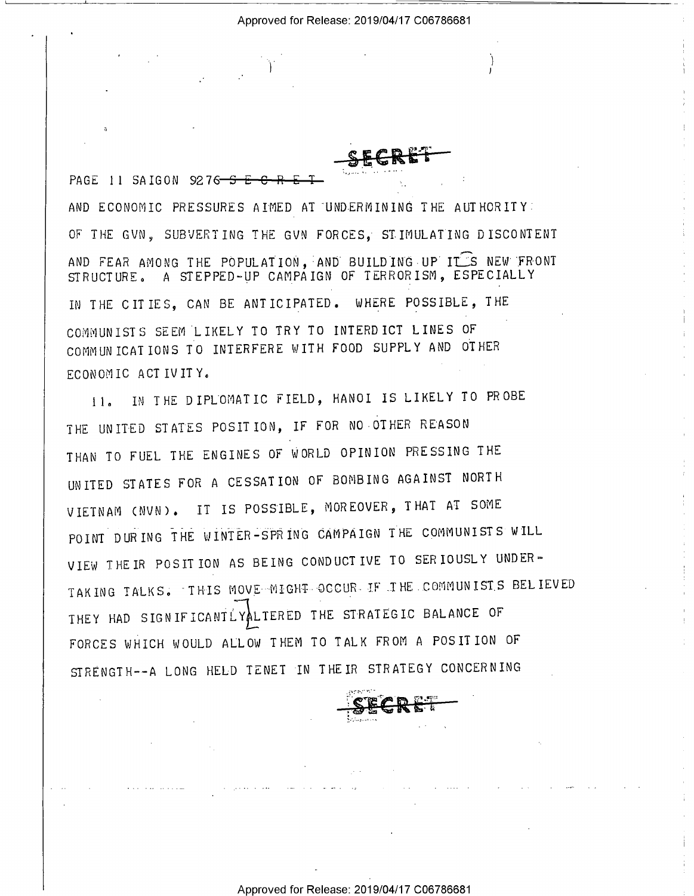SECRET

PAGE 11 SAIGON 9276 S E C R E T

AND ECONOMIC PRESSURES AIMED AT UNDERMINING THE AUTHORITY OF THE GVN, SUBVERTING THE GVN FORCES, STIMULATING DISCONTENT AND FEAR AMONG THE POPULATION, AND BUILDING UP ITS NEW FRONT STRUCTURE. A STEPPED-UP CAMPAIGN OF TERRORISM, ESPECIALLY IN THE CITIES, CAN BE ANTICIPATED. WHERE POSSIBLE, THE COMMUNISTS SEEM LIKELY TO TRY TO INTERDICT LINES OF COMMUNICATIONS TO INTERFERE WITH FOOD SUPPLY AND OTHER ECONOMIC ACTIVITY.

11. IN THE DIPLOMATIC FIELD, HANOI IS LIKELY TO PROBE THE UNITED STATES POSITION, IF FOR NO OTHER REASON THAN TO FUEL THE ENGINES OF WORLD OPINION PRESSING THE UNITED STATES FOR A CESSATION OF BOMBING AGAINST NORTH VIETNAM (NVN). IT IS POSSIBLE, MOREOVER, THAT AT SOME POINT DURING THE WINTER-SPRING CAMPAIGN THE COMMUNISTS WILL VIEW THEIR POSITION AS BEING CONDUCTIVE TO SERIOUSLY UNDERTAKING TALKS. THIS MOVE MIGHT OCCUR IF THE COMMUNISTS BELIEVED THEY HAD SIGNIFICANTLY ALTERED THE STRATEGIC BALANCE OF FORCES WHICH WOULD ALLOW THEM TO TALK FROM A POSITION OF STRENGTH--A LONG HELD TENET IN THEIR STRATEGY CONCERNING

SECRET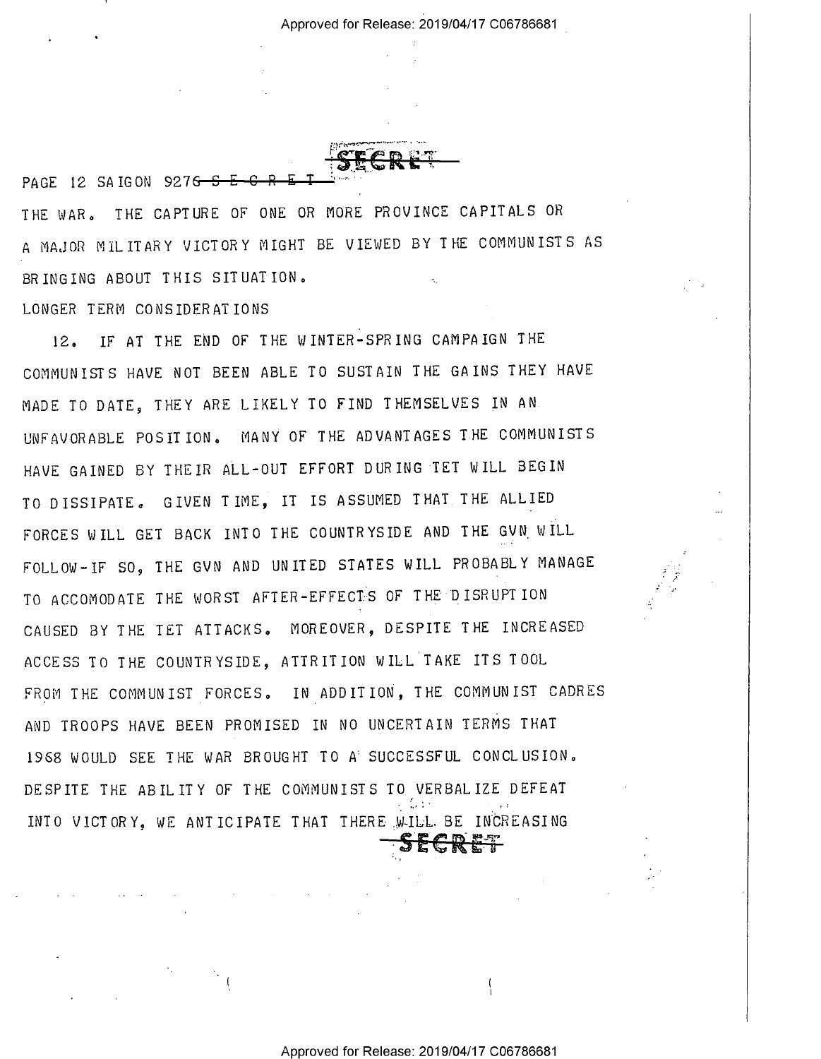PAGE 12 SAIGON 9276 ~~SECRET~~

THE WAR. THE CAPTURE OF ONE OR MORE PROVINCE CAPITALS OR A MAJOR MILITARY VICTORY MIGHT BE VIEWED BY THE COMMUNISTS AS BRINGING ABOUT THIS SITUATION.

LONGER TERM CONSIDERATIONS

12. IF AT THE END OF THE WINTER-SPRING CAMPAIGN THE COMMUNISTS HAVE NOT BEEN ABLE TO SUSTAIN THE GAINS THEY HAVE MADE TO DATE, THEY ARE LIKELY TO FIND THEMSELVES IN AN UNFAVORABLE POSITION. MANY OF THE ADVANTAGES THE COMMUNISTS HAVE GAINED BY THEIR ALL-OUT EFFORT DURING TET WILL BEGIN TO DISSIPATE. GIVEN TIME, IT IS ASSUMED THAT THE ALLIED FORCES WILL GET BACK INTO THE COUNTRYSIDE AND THE GVN WILL FOLLOW-IF SO, THE GVN AND UNITED STATES WILL PROBABLY MANAGE TO ACCOMODATE THE WORST AFTER-EFFECTS OF THE DISRUPTION CAUSED BY THE TET ATTACKS. MOREOVER, DESPITE THE INCREASED ACCESS TO THE COUNTRYSIDE, ATTRITION WILL TAKE ITS TOOL FROM THE COMMUNIST FORCES. IN ADDITION, THE COMMUNIST CADRES AND TROOPS HAVE BEEN PROMISED IN NO UNCERTAIN TERMS THAT 1968 WOULD SEE THE WAR BROUGHT TO A SUCCESSFUL CONCLUSION. DESPITE THE ABILITY OF THE COMMUNISTS TO VERBALIZE DEFEAT INTO VICTORY, WE ANTICIPATE THAT THERE WILL BE INCREASING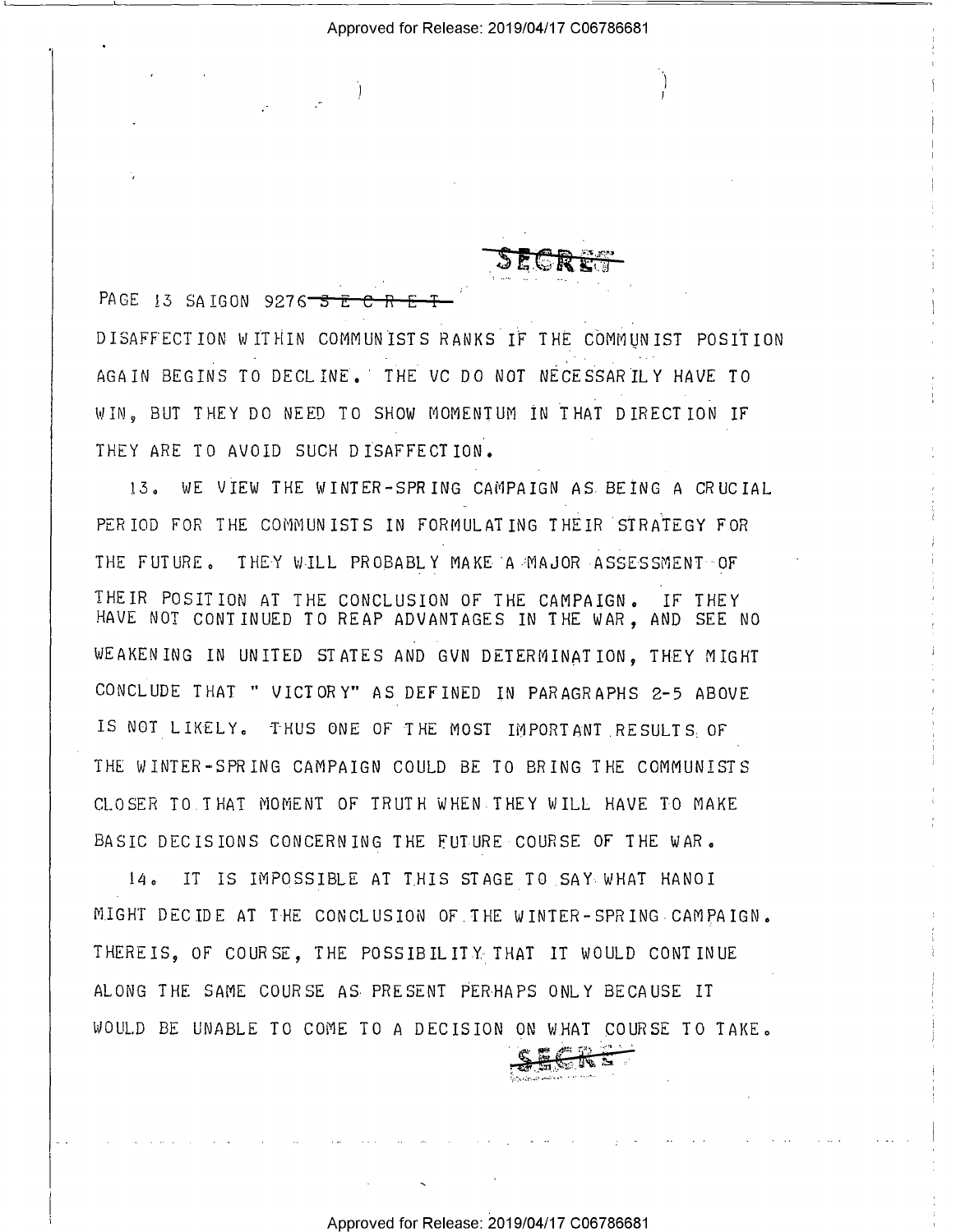SECRET

PAGE 13 SAIGON 9276 ~~S E C R E T~~

DISAFFECTION WITHIN COMMUNISTS RANKS IF THE COMMUNIST POSITION AGAIN BEGINS TO DECLINE. THE VC DO NOT NECESSARILY HAVE TO WIN, BUT THEY DO NEED TO SHOW MOMENTUM IN THAT DIRECTION IF THEY ARE TO AVOID SUCH DISAFFECTION.

13. WE VIEW THE WINTER-SPRING CAMPAIGN AS BEING A CRUCIAL PERIOD FOR THE COMMUNISTS IN FORMULATING THEIR STRATEGY FOR THE FUTURE. THEY WILL PROBABLY MAKE A MAJOR ASSESSMENT OF THEIR POSITION AT THE CONCLUSION OF THE CAMPAIGN. IF THEY HAVE NOT CONTINUED TO REAP ADVANTAGES IN THE WAR, AND SEE NO WEAKENING IN UNITED STATES AND GVN DETERMINATION, THEY MIGHT CONCLUDE THAT " VICTORY" AS DEFINED IN PARAGRAPHS 2-5 ABOVE IS NOT LIKELY. THUS ONE OF THE MOST IMPORTANT RESULTS OF THE WINTER-SPRING CAMPAIGN COULD BE TO BRING THE COMMUNISTS CLOSER TO THAT MOMENT OF TRUTH WHEN THEY WILL HAVE TO MAKE BASIC DECISIONS CONCERNING THE FUTURE COURSE OF THE WAR.

14. IT IS IMPOSSIBLE AT THIS STAGE TO SAY WHAT HANOI MIGHT DECIDE AT THE CONCLUSION OF THE WINTER-SPRING CAMPAIGN. THEREIS, OF COURSE, THE POSSIBILITY THAT IT WOULD CONTINUE ALONG THE SAME COURSE AS PRESENT PERHAPS ONLY BECAUSE IT WOULD BE UNABLE TO COME TO A DECISION ON WHAT COURSE TO TAKE.

SECRET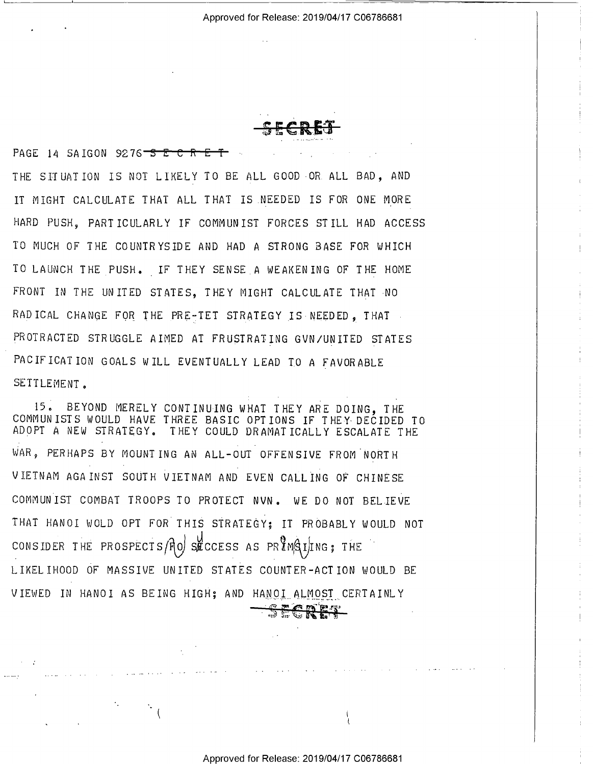SECRET

PAGE 14 SAIGON 9276 S E C R E T

THE SITUATION IS NOT LIKELY TO BE ALL GOOD OR ALL BAD, AND IT MIGHT CALCULATE THAT ALL THAT IS NEEDED IS FOR ONE MORE HARD PUSH, PARTICULARLY IF COMMUNIST FORCES STILL HAD ACCESS TO MUCH OF THE COUNTRYSIDE AND HAD A STRONG BASE FOR WHICH TO LAUNCH THE PUSH. IF THEY SENSE A WEAKENING OF THE HOME FRONT IN THE UNITED STATES, THEY MIGHT CALCULATE THAT NO RADICAL CHANGE FOR THE PRE-TET STRATEGY IS NEEDED, THAT PROTRACTED STRUGGLE AIMED AT FRUSTRATING GVN/UNITED STATES PACIFICATION GOALS WILL EVENTUALLY LEAD TO A FAVORABLE SETTLEMENT.

15. BEYOND MERELY CONTINUING WHAT THEY ARE DOING, THE COMMUNISTS WOULD HAVE THREE BASIC OPTIONS IF THEY DECIDED TO ADOPT A NEW STRATEGY. THEY COULD DRAMATICALLY ESCALATE THE WAR, PERHAPS BY MOUNTING AN ALL-OUT OFFENSIVE FROM NORTH VIETNAM AGAINST SOUTH VIETNAM AND EVEN CALLING OF CHINESE COMMUNIST COMBAT TROOPS TO PROTECT NVN. WE DO NOT BELIEVE THAT HANOI WOLD OPT FOR THIS STRATEGY; IT PROBABLY WOULD NOT CONSIDER THE PROSPECTS OF SUCCESS AS PROMISING; THE LIKELIHOOD OF MASSIVE UNITED STATES COUNTER-ACTION WOULD BE VIEWED IN HANOI AS BEING HIGH; AND HANOI ALMOST CERTAINLY

SECRET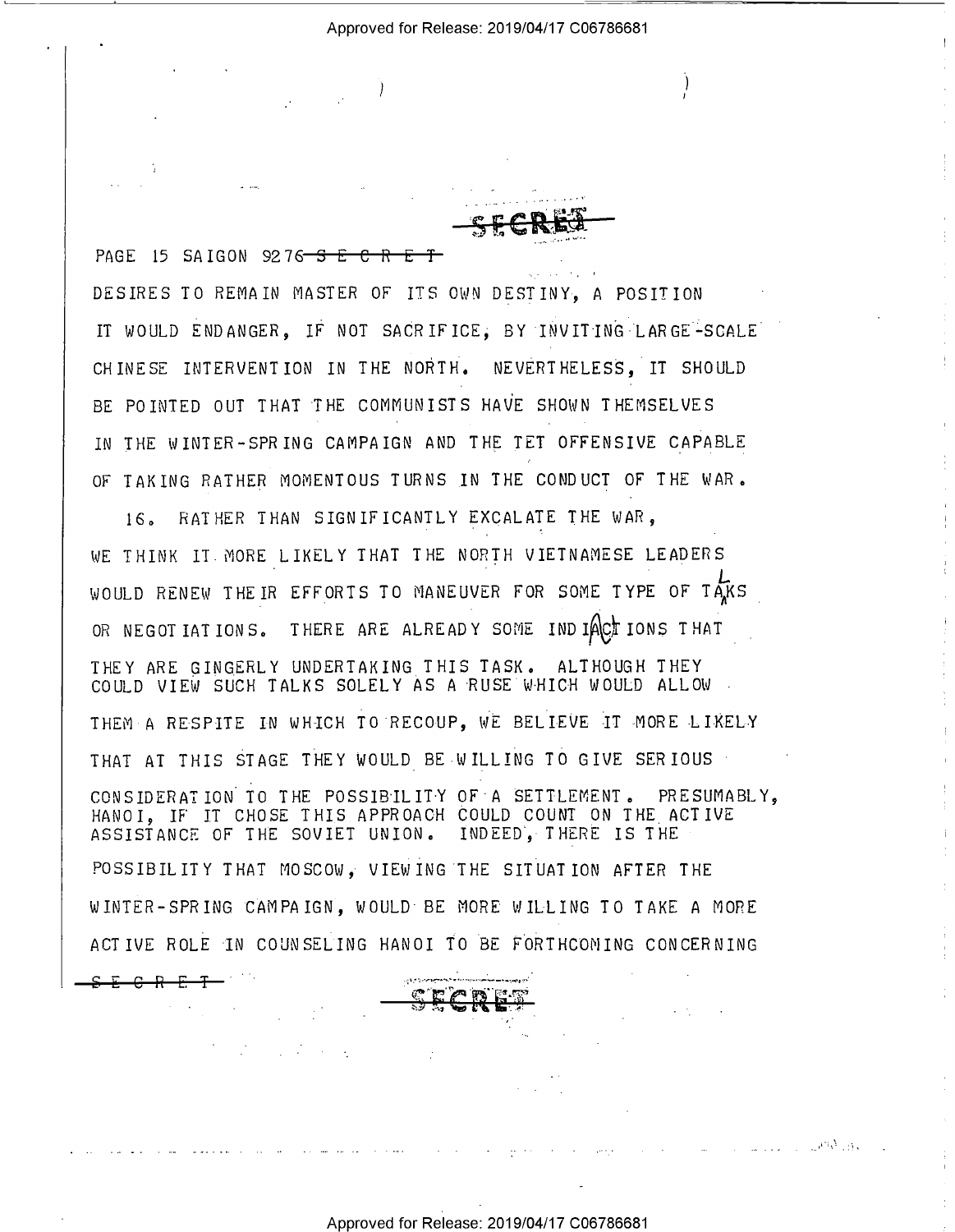PAGE 15 SAIGON 9276 ~~S E C R E T~~

DESIRES TO REMAIN MASTER OF ITS OWN DESTINY, A POSITION IT WOULD ENDANGER, IF NOT SACRIFICE, BY INVITING LARGE-SCALE CHINESE INTERVENTION IN THE NORTH. NEVERTHELESS, IT SHOULD BE POINTED OUT THAT THE COMMUNISTS HAVE SHOWN THEMSELVES IN THE WINTER-SPRING CAMPAIGN AND THE TET OFFENSIVE CAPABLE OF TAKING RATHER MOMENTOUS TURNS IN THE CONDUCT OF THE WAR.

16. RATHER THAN SIGNIFICANTLY EXCALATE THE WAR, WE THINK IT MORE LIKELY THAT THE NORTH VIETNAMESE LEADERS WOULD RENEW THEIR EFFORTS TO MANEUVER FOR SOME TYPE OF TALKS OR NEGOTIATIONS. THERE ARE ALREADY SOME INDICATIONS THAT THEY ARE GINGERLY UNDERTAKING THIS TASK. ALTHOUGH THEY COULD VIEW SUCH TALKS SOLELY AS A RUSE WHICH WOULD ALLOW THEM A RESPITE IN WHICH TO RECOUP, WE BELIEVE IT MORE LIKELY THAT AT THIS STAGE THEY WOULD BE WILLING TO GIVE SERIOUS CONSIDERATION TO THE POSSIBILITY OF A SETTLEMENT. PRESUMABLY, HANOI, IF IT CHOSE THIS APPROACH COULD COUNT ON THE ACTIVE ASSISTANCE OF THE SOVIET UNION. INDEED, THERE IS THE POSSIBILITY THAT MOSCOW, VIEWING THE SITUATION AFTER THE WINTER-SPRING CAMPAIGN, WOULD BE MORE WILLING TO TAKE A MORE ACTIVE ROLE IN COUNSELING HANOI TO BE FORTHCOMING CONCERNING

~~S E C R E T~~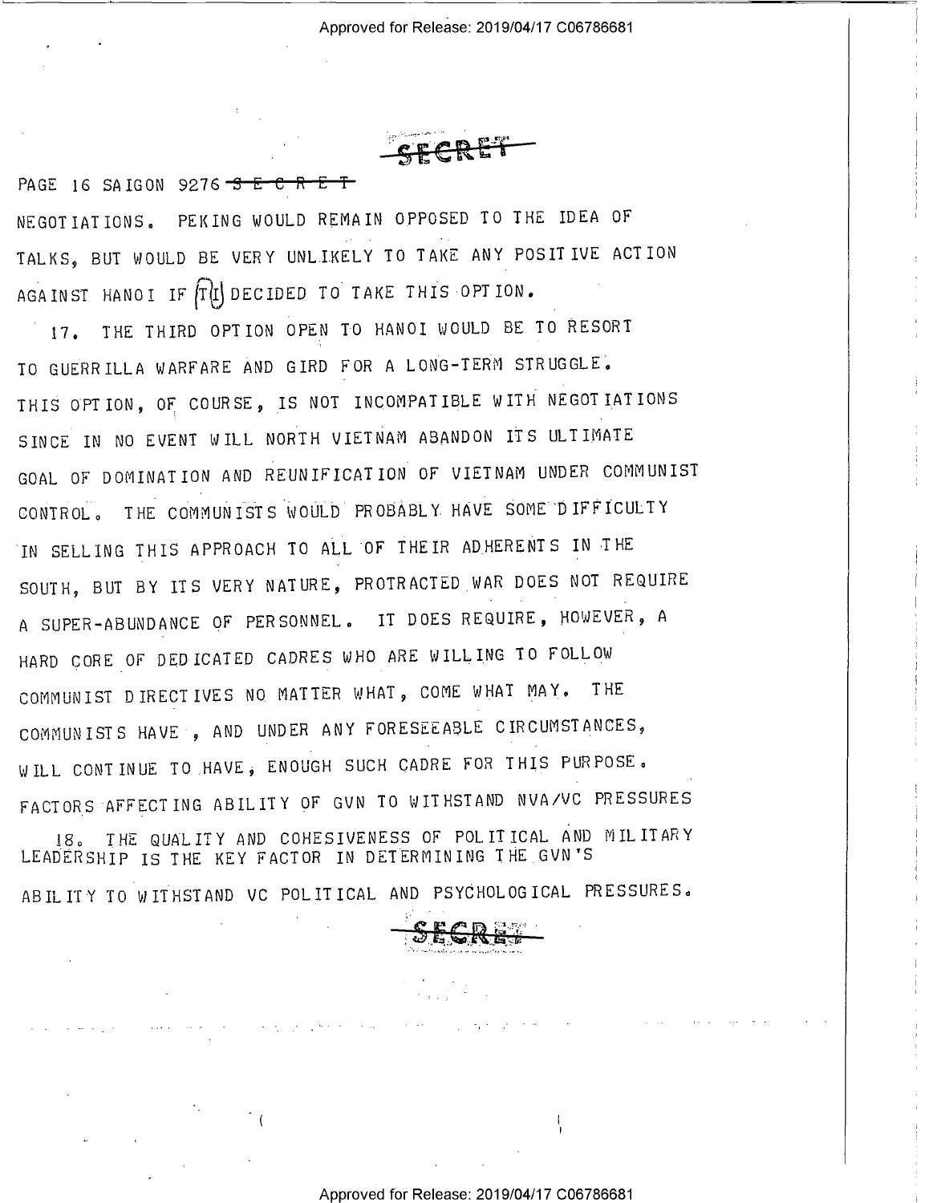SECRET

PAGE 16 SAIGON 9276 S E C R E T

NEGOTIATIONS. PEKING WOULD REMAIN OPPOSED TO THE IDEA OF TALKS, BUT WOULD BE VERY UNLIKELY TO TAKE ANY POSITIVE ACTION AGAINST HANOI IF IT DECIDED TO TAKE THIS OPTION.

17. THE THIRD OPTION OPEN TO HANOI WOULD BE TO RESORT TO GUERRILLA WARFARE AND GIRD FOR A LONG-TERM STRUGGLE. THIS OPTION, OF COURSE, IS NOT INCOMPATIBLE WITH NEGOTIATIONS SINCE IN NO EVENT WILL NORTH VIETNAM ABANDON ITS ULTIMATE GOAL OF DOMINATION AND REUNIFICATION OF VIETNAM UNDER COMMUNIST CONTROL. THE COMMUNISTS WOULD PROBABLY HAVE SOME DIFFICULTY IN SELLING THIS APPROACH TO ALL OF THEIR ADHERENTS IN THE SOUTH, BUT BY ITS VERY NATURE, PROTRACTED WAR DOES NOT REQUIRE A SUPER-ABUNDANCE OF PERSONNEL. IT DOES REQUIRE, HOWEVER, A HARD CORE OF DEDICATED CADRES WHO ARE WILLING TO FOLLOW COMMUNIST DIRECTIVES NO MATTER WHAT, COME WHAT MAY. THE COMMUNISTS HAVE , AND UNDER ANY FORESEEABLE CIRCUMSTANCES, WILL CONTINUE TO HAVE, ENOUGH SUCH CADRE FOR THIS PURPOSE.

FACTORS AFFECTING ABILITY OF GVN TO WITHSTAND NVA/VC PRESSURES

18. THE QUALITY AND COHESIVENESS OF POLITICAL AND MILITARY LEADERSHIP IS THE KEY FACTOR IN DETERMINING THE GVN'S ABILITY TO WITHSTAND VC POLITICAL AND PSYCHOLOGICAL PRESSURES.

SECRET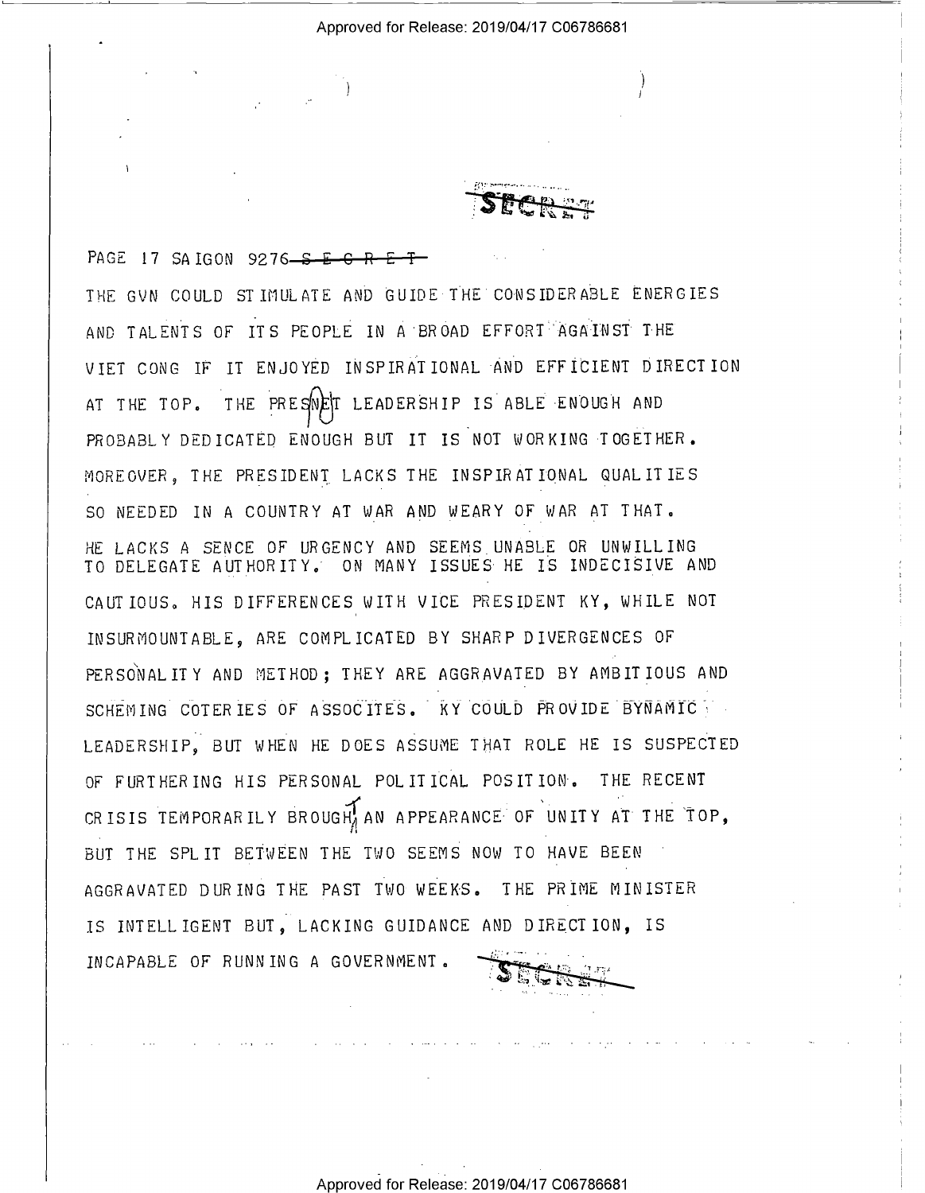SECRET

PAGE 17 SAIGON 9276 ~~SECRET~~

THE GVN COULD STIMULATE AND GUIDE THE CONSIDERABLE ENERGIES AND TALENTS OF ITS PEOPLE IN A BROAD EFFORT AGAINST THE VIET CONG IF IT ENJOYED INSPIRATIONAL AND EFFICIENT DIRECTION AT THE TOP. THE PRESENT LEADERSHIP IS ABLE ENOUGH AND PROBABLY DEDICATED ENOUGH BUT IT IS NOT WORKING TOGETHER. MOREOVER, THE PRESIDENT LACKS THE INSPIRATIONAL QUALITIES SO NEEDED IN A COUNTRY AT WAR AND WEARY OF WAR AT THAT. HE LACKS A SENCE OF URGENCY AND SEEMS UNABLE OR UNWILLING TO DELEGATE AUTHORITY. ON MANY ISSUES HE IS INDECISIVE AND CAUTIOUS. HIS DIFFERENCES WITH VICE PRESIDENT KY, WHILE NOT INSURMOUNTABLE, ARE COMPLICATED BY SHARP DIVERGENCES OF PERSONALITY AND METHOD; THEY ARE AGGRAVATED BY AMBITIOUS AND SCHEMING COTERIES OF ASSOCITES. KY COULD PROVIDE DYNAMIC LEADERSHIP, BUT WHEN HE DOES ASSUME THAT ROLE HE IS SUSPECTED OF FURTHERING HIS PERSONAL POLITICAL POSITION. THE RECENT CRISIS TEMPORARILY BROUGHT AN APPEARANCE OF UNITY AT THE TOP, BUT THE SPLIT BETWEEN THE TWO SEEMS NOW TO HAVE BEEN AGGRAVATED DURING THE PAST TWO WEEKS. THE PRIME MINISTER IS INTELLIGENT BUT, LACKING GUIDANCE AND DIRECTION, IS INCAPABLE OF RUNNING A GOVERNMENT.

SECRET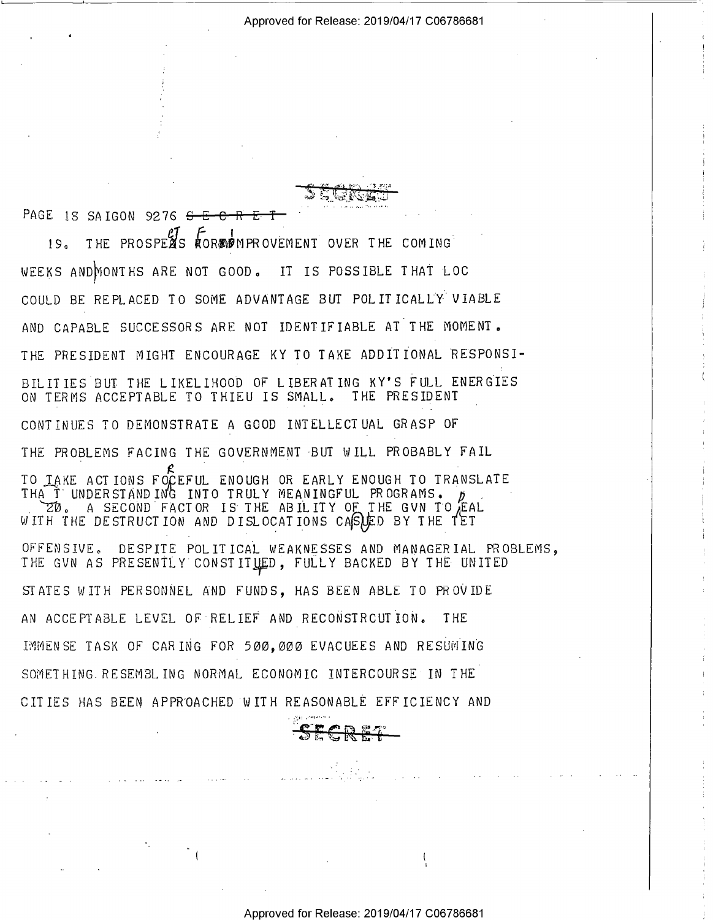PAGE 18 SAIGON 9276 ~~S E C R E T~~

19. THE PROSPECTS FOR IMPROVEMENT OVER THE COMING WEEKS AND MONTHS ARE NOT GOOD. IT IS POSSIBLE THAT LOC COULD BE REPLACED TO SOME ADVANTAGE BUT POLITICALLY VIABLE AND CAPABLE SUCCESSORS ARE NOT IDENTIFIABLE AT THE MOMENT. THE PRESIDENT MIGHT ENCOURAGE KY TO TAKE ADDITIONAL RESPONSIBILITIES BUT THE LIKELIHOOD OF LIBERATING KY'S FULL ENERGIES ON TERMS ACCEPTABLE TO THIEU IS SMALL. THE PRESIDENT CONTINUES TO DEMONSTRATE A GOOD INTELLECTUAL GRASP OF THE PROBLEMS FACING THE GOVERNMENT BUT WILL PROBABLY FAIL TO TAKE ACTIONS FORCEFUL ENOUGH OR EARLY ENOUGH TO TRANSLATE THAT UNDERSTANDING INTO TRULY MEANINGFUL PROGRAMS.

20. A SECOND FACTOR IS THE ABILITY OF THE GVN TO DEAL WITH THE DESTRUCTION AND DISLOCATIONS CAUSED BY THE TET OFFENSIVE. DESPITE POLITICAL WEAKNESSES AND MANAGERIAL PROBLEMS, THE GVN AS PRESENTLY CONSTITUTED, FULLY BACKED BY THE UNITED STATES WITH PERSONNEL AND FUNDS, HAS BEEN ABLE TO PROVIDE AN ACCEPTABLE LEVEL OF RELIEF AND RECONSTRCUTION. THE IMMENSE TASK OF CARING FOR 500,000 EVACUEES AND RESUMING SOMETHING RESEMBLING NORMAL ECONOMIC INTERCOURSE IN THE CITIES HAS BEEN APPROACHED WITH REASONABLE EFFICIENCY AND

~~SECRET~~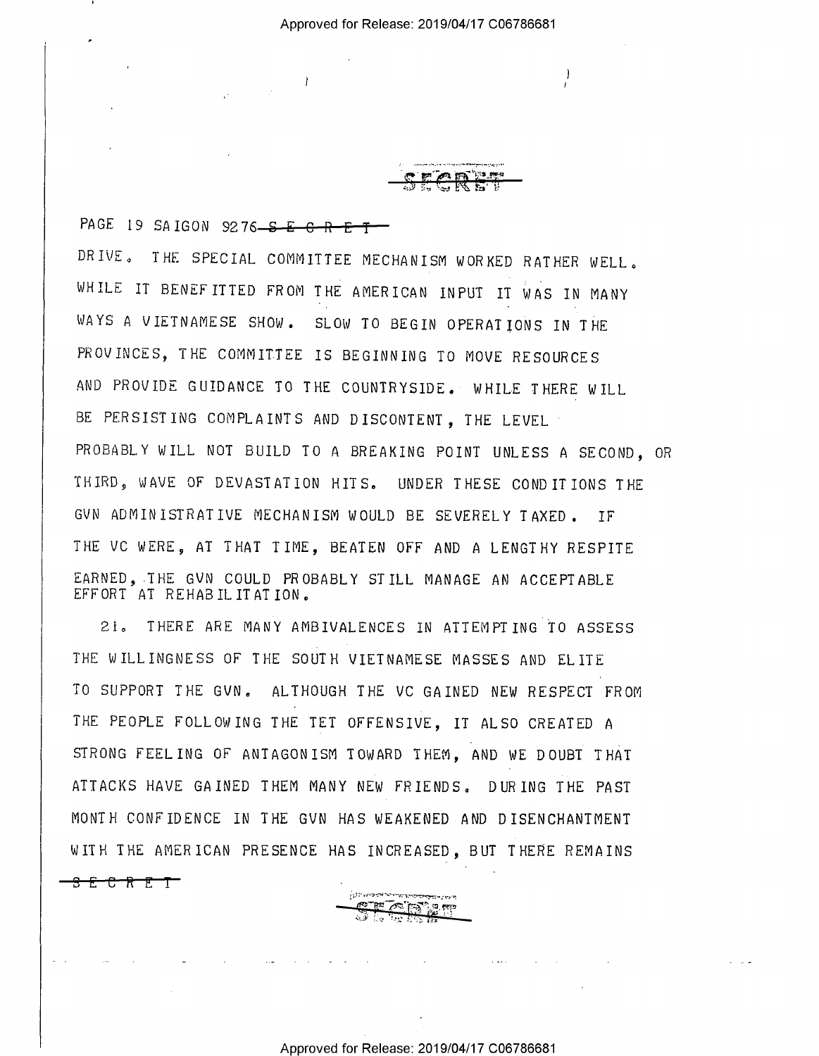PAGE 19 SAIGON 9276 ~~S E C R E T~~

DRIVE. THE SPECIAL COMMITTEE MECHANISM WORKED RATHER WELL. WHILE IT BENEFITTED FROM THE AMERICAN INPUT IT WAS IN MANY WAYS A VIETNAMESE SHOW. SLOW TO BEGIN OPERATIONS IN THE PROVINCES, THE COMMITTEE IS BEGINNING TO MOVE RESOURCES AND PROVIDE GUIDANCE TO THE COUNTRYSIDE. WHILE THERE WILL BE PERSISTING COMPLAINTS AND DISCONTENT, THE LEVEL PROBABLY WILL NOT BUILD TO A BREAKING POINT UNLESS A SECOND, OR THIRD, WAVE OF DEVASTATION HITS. UNDER THESE CONDITIONS THE GVN ADMINISTRATIVE MECHANISM WOULD BE SEVERELY TAXED. IF THE VC WERE, AT THAT TIME, BEATEN OFF AND A LENGTHY RESPITE EARNED, THE GVN COULD PROBABLY STILL MANAGE AN ACCEPTABLE EFFORT AT REHABILITATION.

21. THERE ARE MANY AMBIVALENCES IN ATTEMPTING TO ASSESS THE WILLINGNESS OF THE SOUTH VIETNAMESE MASSES AND ELITE TO SUPPORT THE GVN. ALTHOUGH THE VC GAINED NEW RESPECT FROM THE PEOPLE FOLLOWING THE TET OFFENSIVE, IT ALSO CREATED A STRONG FEELING OF ANTAGONISM TOWARD THEM, AND WE DOUBT THAT ATTACKS HAVE GAINED THEM MANY NEW FRIENDS. DURING THE PAST MONTH CONFIDENCE IN THE GVN HAS WEAKENED AND DISENCHANTMENT WITH THE AMERICAN PRESENCE HAS INCREASED, BUT THERE REMAINS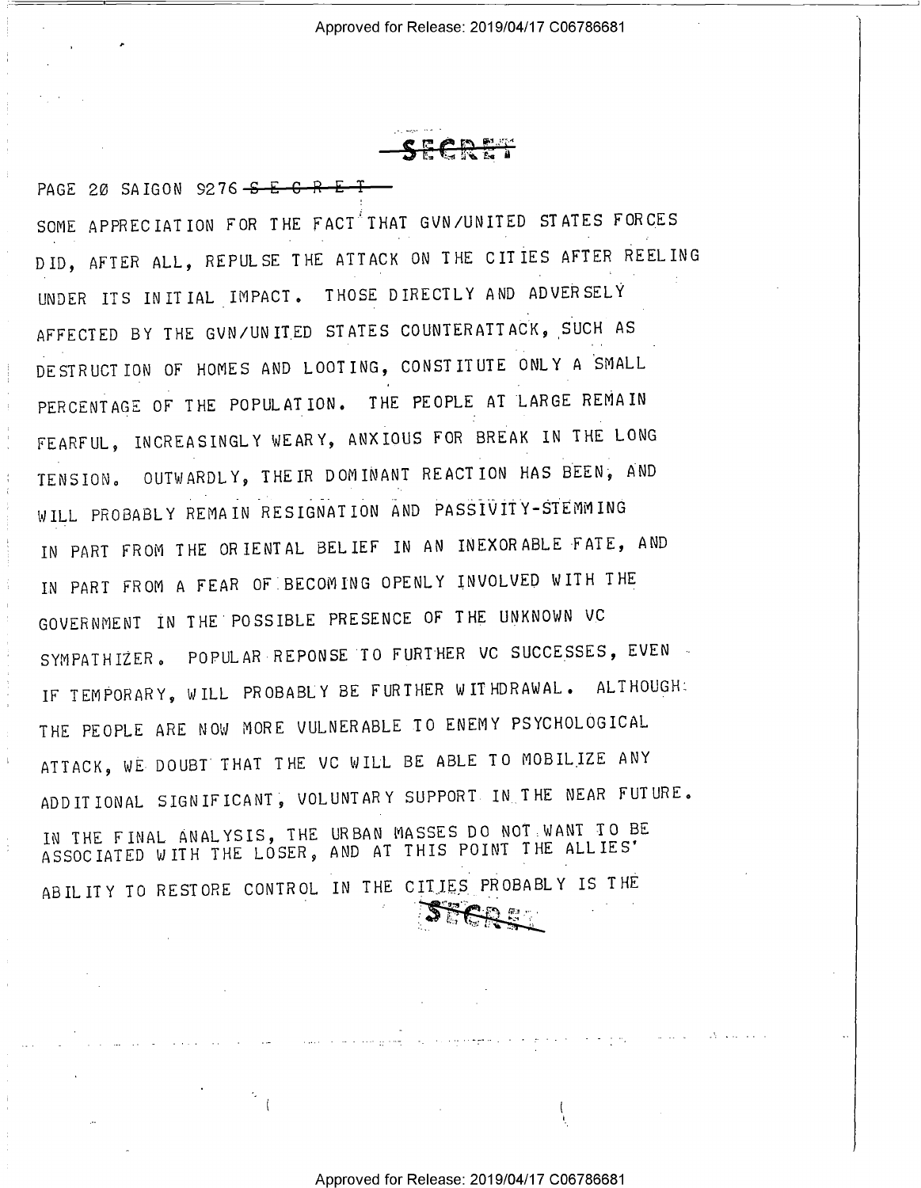SECRET

PAGE 20 SAIGON 9276 ~~S E C R E T~~

SOME APPRECIATION FOR THE FACT THAT GVN/UNITED STATES FORCES DID, AFTER ALL, REPULSE THE ATTACK ON THE CITIES AFTER REELING UNDER ITS INITIAL IMPACT. THOSE DIRECTLY AND ADVERSELY AFFECTED BY THE GVN/UNITED STATES COUNTERATTACK, SUCH AS DESTRUCTION OF HOMES AND LOOTING, CONSTITUTE ONLY A SMALL PERCENTAGE OF THE POPULATION. THE PEOPLE AT LARGE REMAIN FEARFUL, INCREASINGLY WEARY, ANXIOUS FOR BREAK IN THE LONG TENSION. OUTWARDLY, THEIR DOMINANT REACTION HAS BEEN, AND WILL PROBABLY REMAIN RESIGNATION AND PASSIVITY-STEMMING IN PART FROM THE ORIENTAL BELIEF IN AN INEXORABLE FATE, AND IN PART FROM A FEAR OF BECOMING OPENLY INVOLVED WITH THE GOVERNMENT IN THE POSSIBLE PRESENCE OF THE UNKNOWN VC SYMPATHIZER. POPULAR REPONSE TO FURTHER VC SUCCESSES, EVEN IF TEMPORARY, WILL PROBABLY BE FURTHER WITHDRAWAL. ALTHOUGH THE PEOPLE ARE NOW MORE VULNERABLE TO ENEMY PSYCHOLOGICAL ATTACK, WE DOUBT THAT THE VC WILL BE ABLE TO MOBILIZE ANY ADDITIONAL SIGNIFICANT, VOLUNTARY SUPPORT IN THE NEAR FUTURE. IN THE FINAL ANALYSIS, THE URBAN MASSES DO NOT WANT TO BE ASSOCIATED WITH THE LOSER, AND AT THIS POINT THE ALLIES' ABILITY TO RESTORE CONTROL IN THE CITIES PROBABLY IS THE

SECRET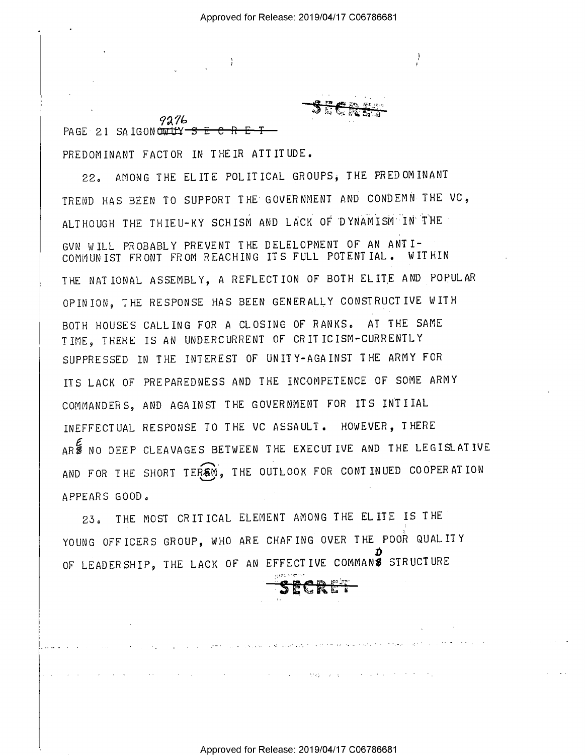PAGE 21 SAIGON 9276 ~~S E C R E T~~

PREDOMINANT FACTOR IN THEIR ATTITUDE.

22. AMONG THE ELITE POLITICAL GROUPS, THE PREDOMINANT TREND HAS BEEN TO SUPPORT THE GOVERNMENT AND CONDEMN THE VC, ALTHOUGH THE THIEU-KY SCHISM AND LACK OF DYNAMISM IN THE GVN WILL PROBABLY PREVENT THE DELELOPMENT OF AN ANTI-COMMUNIST FRONT FROM REACHING ITS FULL POTENTIAL. WITHIN THE NATIONAL ASSEMBLY, A REFLECTION OF BOTH ELITE AND POPULAR OPINION, THE RESPONSE HAS BEEN GENERALLY CONSTRUCTIVE WITH BOTH HOUSES CALLING FOR A CLOSING OF RANKS. AT THE SAME TIME, THERE IS AN UNDERCURRENT OF CRITICISM-CURRENTLY SUPPRESSED IN THE INTEREST OF UNITY-AGAINST THE ARMY FOR ITS LACK OF PREPAREDNESS AND THE INCOMPETENCE OF SOME ARMY COMMANDERS, AND AGAINST THE GOVERNMENT FOR ITS INTIIAL INEFFECTUAL RESPONSE TO THE VC ASSAULT. HOWEVER, THERE ARE NO DEEP CLEAVAGES BETWEEN THE EXECUTIVE AND THE LEGISLATIVE AND FOR THE SHORT TERM, THE OUTLOOK FOR CONTINUED COOPERATION APPEARS GOOD.

23. THE MOST CRITICAL ELEMENT AMONG THE ELITE IS THE YOUNG OFFICERS GROUP, WHO ARE CHAFING OVER THE POOR QUALITY OF LEADERSHIP, THE LACK OF AN EFFECTIVE COMMAND STRUCTURE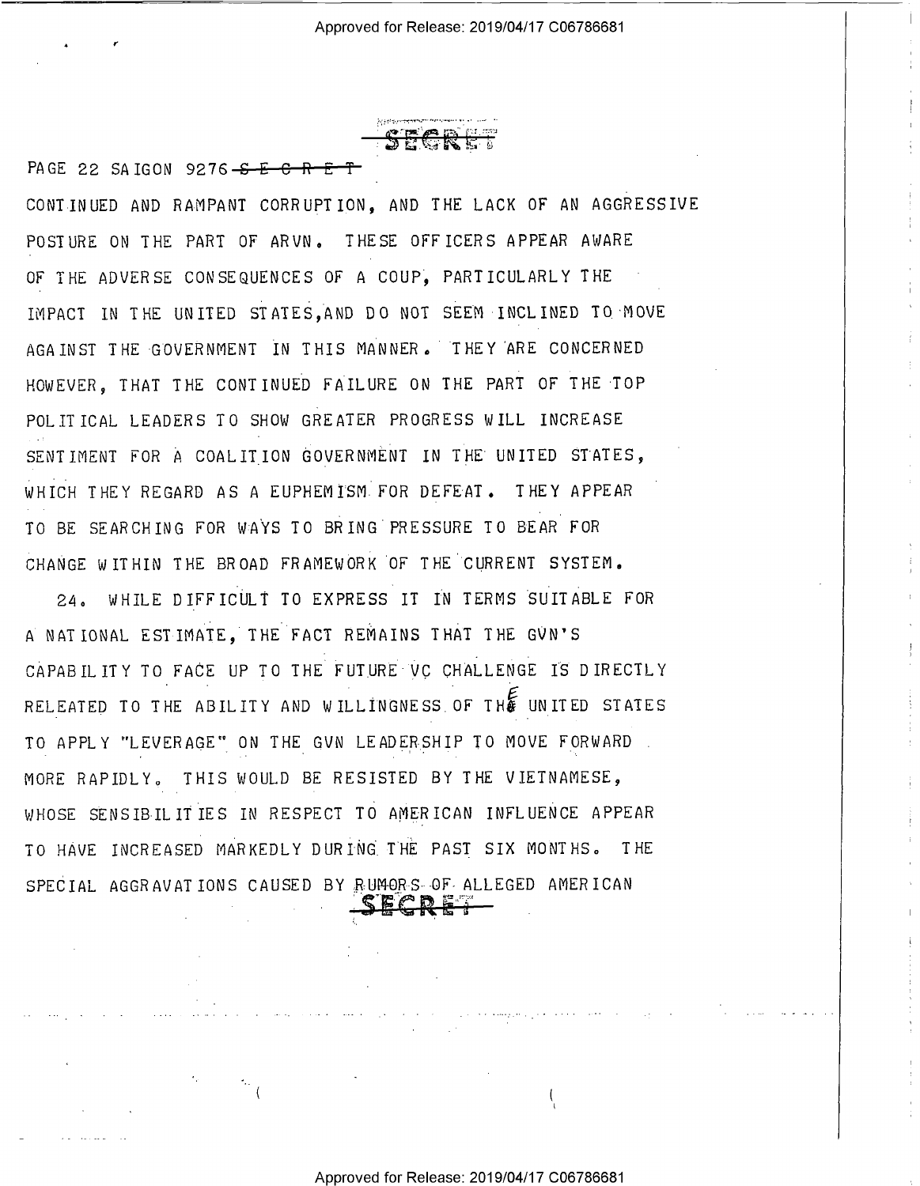SECRET

PAGE 22 SAIGON 9276 ~~S E C R E T~~

CONTINUED AND RAMPANT CORRUPTION, AND THE LACK OF AN AGGRESSIVE POSTURE ON THE PART OF ARVN. THESE OFFICERS APPEAR AWARE OF THE ADVERSE CONSEQUENCES OF A COUP, PARTICULARLY THE IMPACT IN THE UNITED STATES,AND DO NOT SEEM INCLINED TO MOVE AGAINST THE GOVERNMENT IN THIS MANNER. THEY ARE CONCERNED HOWEVER, THAT THE CONTINUED FAILURE ON THE PART OF THE TOP POLITICAL LEADERS TO SHOW GREATER PROGRESS WILL INCREASE SENTIMENT FOR A COALITION GOVERNMENT IN THE UNITED STATES, WHICH THEY REGARD AS A EUPHEMISM FOR DEFEAT. THEY APPEAR TO BE SEARCHING FOR WAYS TO BRING PRESSURE TO BEAR FOR CHANGE WITHIN THE BROAD FRAMEWORK OF THE CURRENT SYSTEM.

24. WHILE DIFFICULT TO EXPRESS IT IN TERMS SUITABLE FOR A NATIONAL ESTIMATE, THE FACT REMAINS THAT THE GVN'S CAPABILITY TO FACE UP TO THE FUTURE VC CHALLENGE IS DIRECTLY RELEATED TO THE ABILITY AND WILLINGNESS OF THE UNITED STATES TO APPLY "LEVERAGE" ON THE GVN LEADERSHIP TO MOVE FORWARD MORE RAPIDLY. THIS WOULD BE RESISTED BY THE VIETNAMESE, WHOSE SENSIBILITIES IN RESPECT TO AMERICAN INFLUENCE APPEAR TO HAVE INCREASED MARKEDLY DURING THE PAST SIX MONTHS. THE SPECIAL AGGRAVATIONS CAUSED BY RUMORS OF ALLEGED AMERICAN

SECRET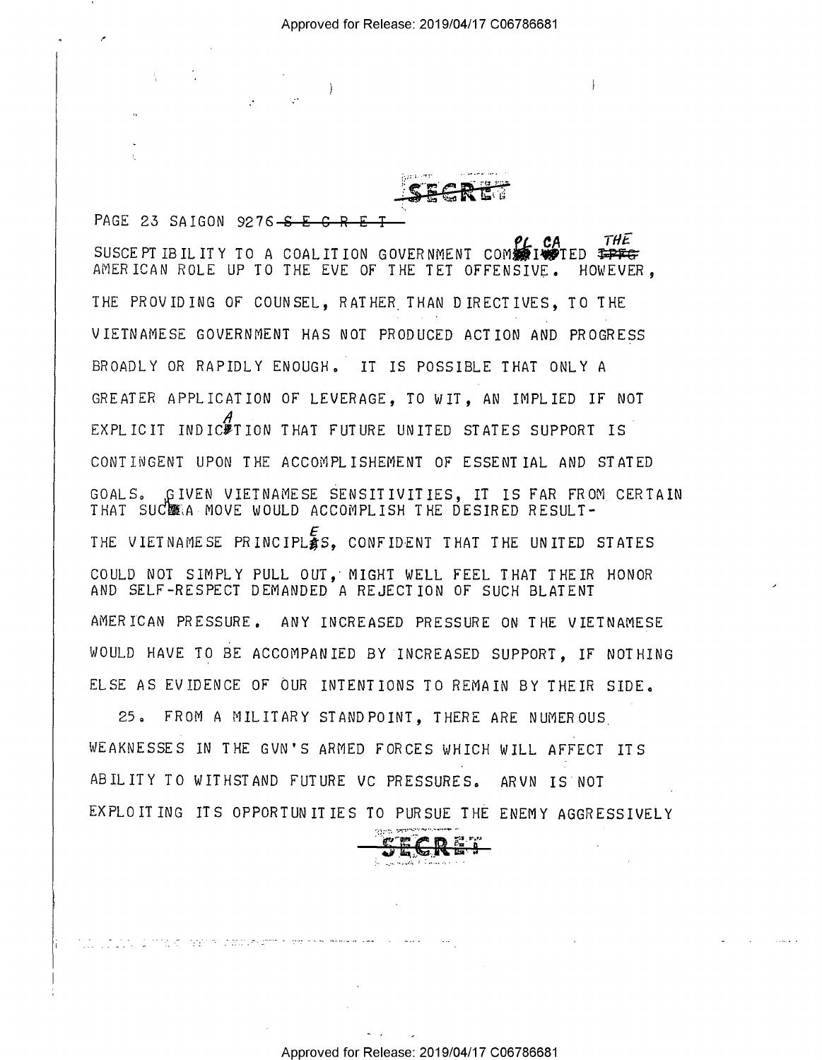PAGE 23 SAIGON 9276 ~~S E C R E T~~

SUSCEPTIBILITY TO A COALITION GOVERNMENT COMPLICATED THE AMERICAN ROLE UP TO THE EVE OF THE TET OFFENSIVE. HOWEVER, THE PROVIDING OF COUNSEL, RATHER THAN DIRECTIVES, TO THE VIETNAMESE GOVERNMENT HAS NOT PRODUCED ACTION AND PROGRESS BROADLY OR RAPIDLY ENOUGH. IT IS POSSIBLE THAT ONLY A GREATER APPLICATION OF LEVERAGE, TO WIT, AN IMPLIED IF NOT EXPLICIT INDICATION THAT FUTURE UNITED STATES SUPPORT IS CONTINGENT UPON THE ACCOMPLISHEMENT OF ESSENTIAL AND STATED GOALS. GIVEN VIETNAMESE SENSITIVITIES, IT IS FAR FROM CERTAIN THAT SUCH A MOVE WOULD ACCOMPLISH THE DESIRED RESULT- THE VIETNAMESE PRINCIPLES, CONFIDENT THAT THE UNITED STATES COULD NOT SIMPLY PULL OUT, MIGHT WELL FEEL THAT THEIR HONOR AND SELF-RESPECT DEMANDED A REJECTION OF SUCH BLATENT AMERICAN PRESSURE. ANY INCREASED PRESSURE ON THE VIETNAMESE WOULD HAVE TO BE ACCOMPANIED BY INCREASED SUPPORT, IF NOTHING ELSE AS EVIDENCE OF OUR INTENTIONS TO REMAIN BY THEIR SIDE.

25. FROM A MILITARY STANDPOINT, THERE ARE NUMEROUS WEAKNESSES IN THE GVN'S ARMED FORCES WHICH WILL AFFECT ITS ABILITY TO WITHSTAND FUTURE VC PRESSURES. ARVN IS NOT EXPLOITING ITS OPPORTUNITIES TO PURSUE THE ENEMY AGGRESSIVELY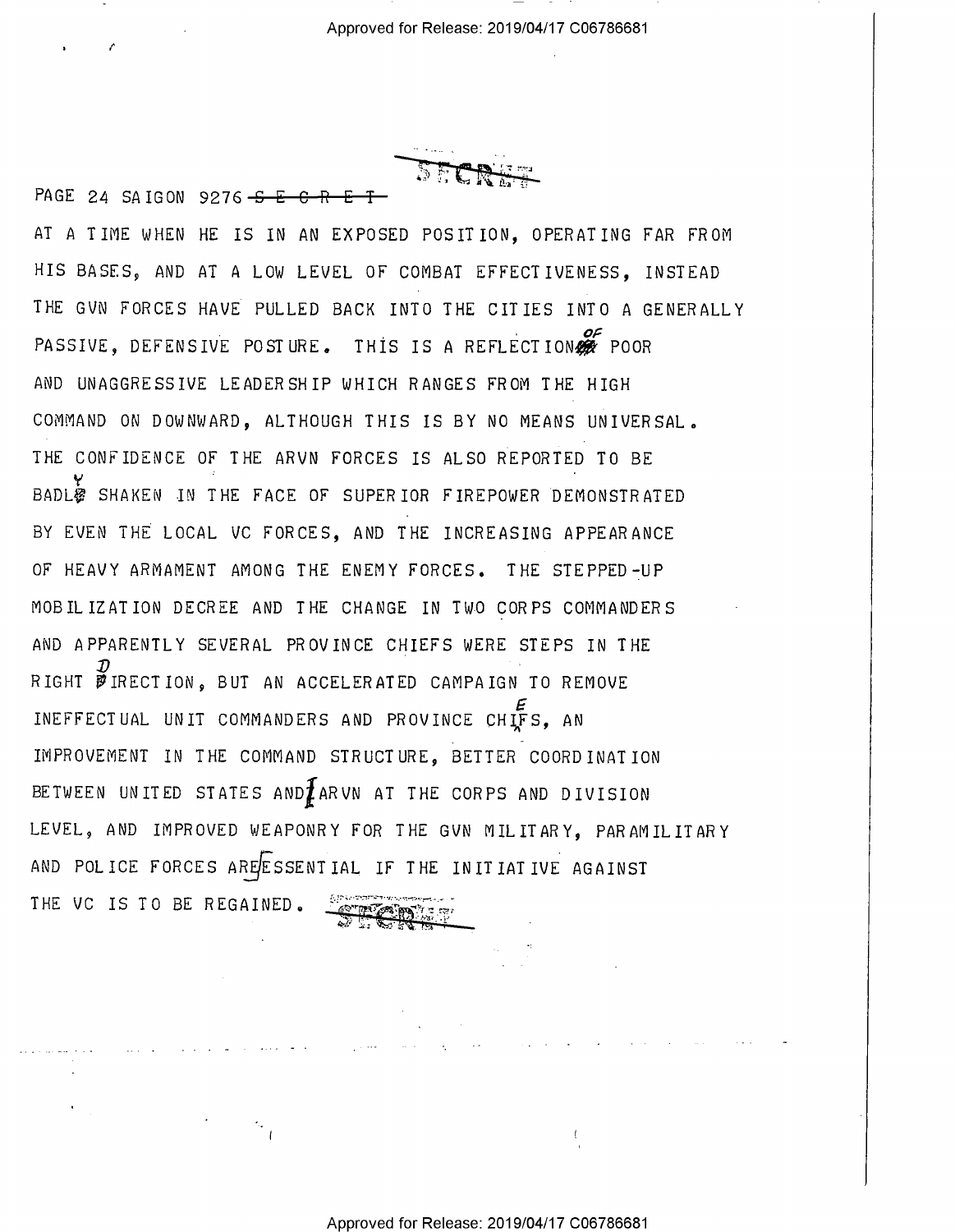PAGE 24 SAIGON 9276 ~~S E C R E T~~

AT A TIME WHEN HE IS IN AN EXPOSED POSITION, OPERATING FAR FROM HIS BASES, AND AT A LOW LEVEL OF COMBAT EFFECTIVENESS, INSTEAD THE GVN FORCES HAVE PULLED BACK INTO THE CITIES INTO A GENERALLY PASSIVE, DEFENSIVE POSTURE. THIS IS A REFLECTION OF POOR AND UNAGGRESSIVE LEADERSHIP WHICH RANGES FROM THE HIGH COMMAND ON DOWNWARD, ALTHOUGH THIS IS BY NO MEANS UNIVERSAL. THE CONFIDENCE OF THE ARVN FORCES IS ALSO REPORTED TO BE BADLY SHAKEN IN THE FACE OF SUPERIOR FIREPOWER DEMONSTRATED BY EVEN THE LOCAL VC FORCES, AND THE INCREASING APPEARANCE OF HEAVY ARMAMENT AMONG THE ENEMY FORCES. THE STEPPED-UP MOBILIZATION DECREE AND THE CHANGE IN TWO CORPS COMMANDERS AND APPARENTLY SEVERAL PROVINCE CHIEFS WERE STEPS IN THE RIGHT DIRECTION, BUT AN ACCELERATED CAMPAIGN TO REMOVE INEFFECTUAL UNIT COMMANDERS AND PROVINCE CHIEFS, AN IMPROVEMENT IN THE COMMAND STRUCTURE, BETTER COORDINATION BETWEEN UNITED STATES AND ARVN AT THE CORPS AND DIVISION LEVEL, AND IMPROVED WEAPONRY FOR THE GVN MILITARY, PARAMILITARY AND POLICE FORCES ARE ESSENTIAL IF THE INITIATIVE AGAINST THE VC IS TO BE REGAINED.